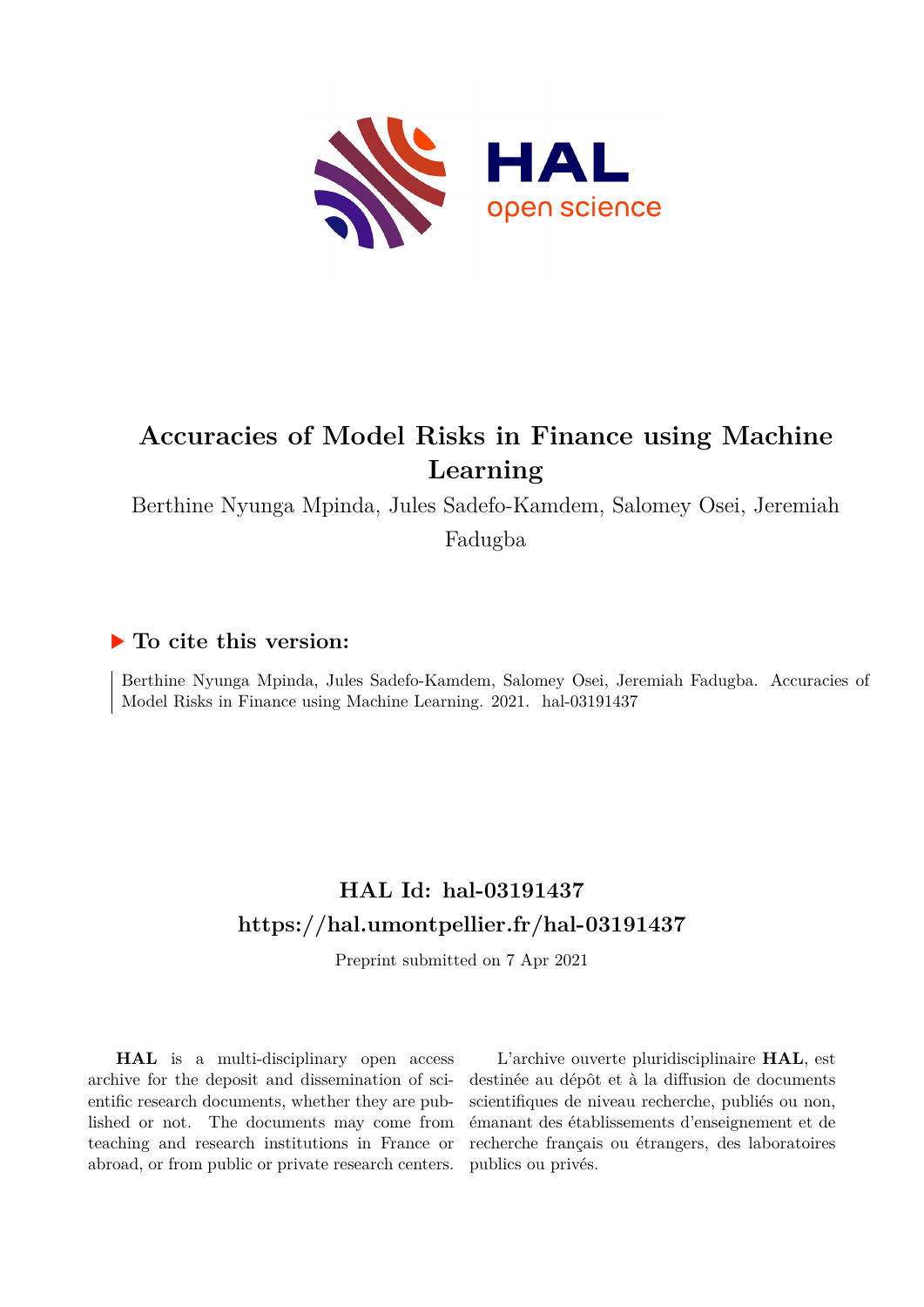# Accuracies of Model Risks in Finance using Machine Learning

Berthine Nyunga Mpinda, Jules Sadefo-Kamdem, Salomey Osei, Jeremiah Fadugba

## ▶ To cite this version:

Berthine Nyunga Mpinda, Jules Sadefo-Kamdem, Salomey Osei, Jeremiah Fadugba. Accuracies of Model Risks in Finance using Machine Learning. 2021. hal-03191437

## HAL Id: hal-03191437

## https://hal.umontpellier.fr/hal-03191437

Preprint submitted on 7 Apr 2021

**HAL** is a multi-disciplinary open access archive for the deposit and dissemination of scientific research documents, whether they are published or not. The documents may come from teaching and research institutions in France or abroad, or from public or private research centers.

L'archive ouverte pluridisciplinaire **HAL**, est destinée au dépôt et à la diffusion de documents scientifiques de niveau recherche, publiés ou non, émanant des établissements d'enseignement et de recherche français ou étrangers, des laboratoires publics ou privés.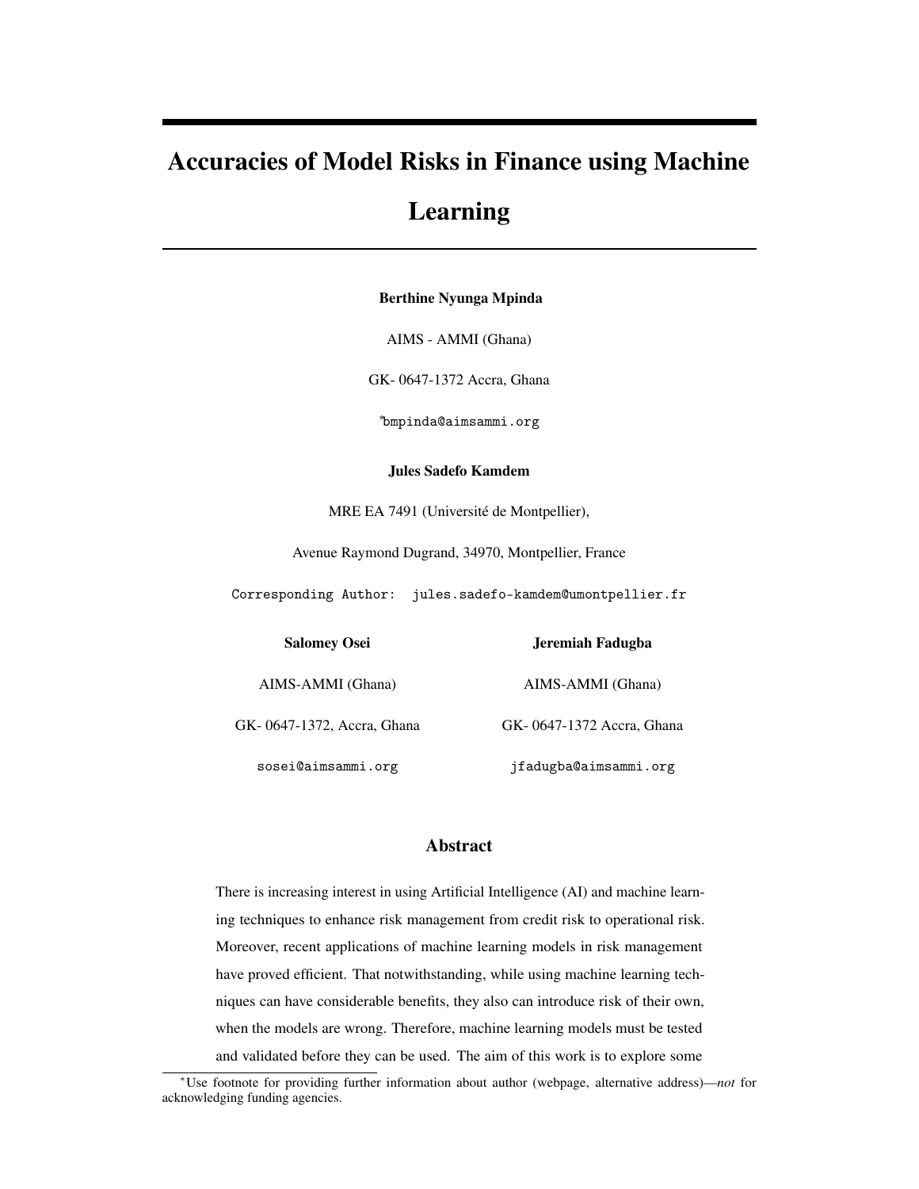# Accuracies of Model Risks in Finance using Machine Learning

**Berthine Nyunga Mpinda**

AIMS - AMMI (Ghana)

GK- 0647-1372 Accra, Ghana

*bmpinda@aimsammi.org

**Jules Sadefo Kamdem**

MRE EA 7491 (Université de Montpellier),

Avenue Raymond Dugrand, 34970, Montpellier, France

Corresponding Author: jules.sadefo-kamdem@umontpellier.fr

**Salomey Osei**

AIMS-AMMI (Ghana)

GK- 0647-1372, Accra, Ghana

sosei@aimsammi.org

**Jeremiah Fadugba**

AIMS-AMMI (Ghana)

GK- 0647-1372 Accra, Ghana

jfadugba@aimsammi.org

## Abstract

There is increasing interest in using Artificial Intelligence (AI) and machine learning techniques to enhance risk management from credit risk to operational risk. Moreover, recent applications of machine learning models in risk management have proved efficient. That notwithstanding, while using machine learning techniques can have considerable benefits, they also can introduce risk of their own, when the models are wrong. Therefore, machine learning models must be tested and validated before they can be used. The aim of this work is to explore some

*Use footnote for providing further information about author (webpage, alternative address)—*not* for acknowledging funding agencies.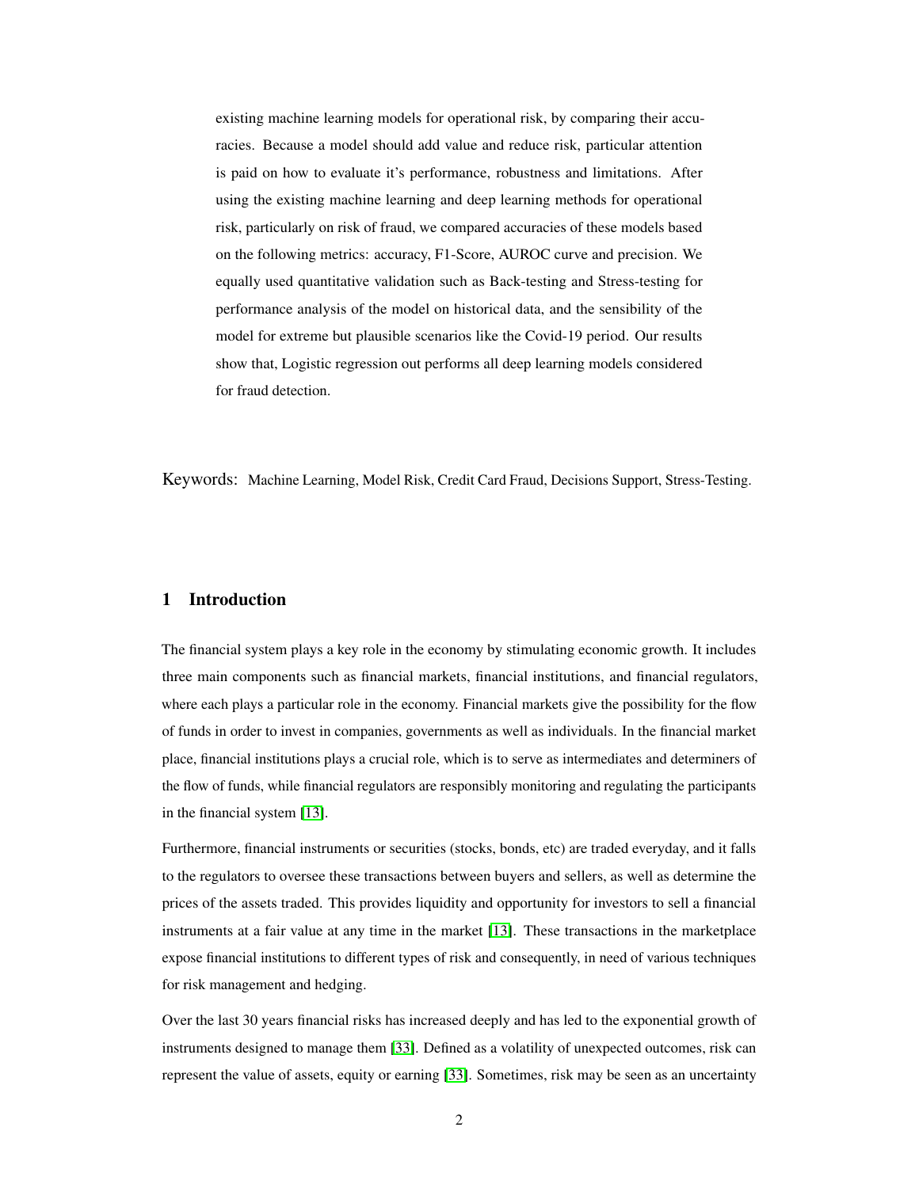existing machine learning models for operational risk, by comparing their accuracies. Because a model should add value and reduce risk, particular attention is paid on how to evaluate it's performance, robustness and limitations. After using the existing machine learning and deep learning methods for operational risk, particularly on risk of fraud, we compared accuracies of these models based on the following metrics: accuracy, F1-Score, AUROC curve and precision. We equally used quantitative validation such as Back-testing and Stress-testing for performance analysis of the model on historical data, and the sensibility of the model for extreme but plausible scenarios like the Covid-19 period. Our results show that, Logistic regression out performs all deep learning models considered for fraud detection.

Keywords: Machine Learning, Model Risk, Credit Card Fraud, Decisions Support, Stress-Testing.

## 1 Introduction

The financial system plays a key role in the economy by stimulating economic growth. It includes three main components such as financial markets, financial institutions, and financial regulators, where each plays a particular role in the economy. Financial markets give the possibility for the flow of funds in order to invest in companies, governments as well as individuals. In the financial market place, financial institutions plays a crucial role, which is to serve as intermediates and determiners of the flow of funds, while financial regulators are responsibly monitoring and regulating the participants in the financial system [13].

Furthermore, financial instruments or securities (stocks, bonds, etc) are traded everyday, and it falls to the regulators to oversee these transactions between buyers and sellers, as well as determine the prices of the assets traded. This provides liquidity and opportunity for investors to sell a financial instruments at a fair value at any time in the market [13]. These transactions in the marketplace expose financial institutions to different types of risk and consequently, in need of various techniques for risk management and hedging.

Over the last 30 years financial risks has increased deeply and has led to the exponential growth of instruments designed to manage them [33]. Defined as a volatility of unexpected outcomes, risk can represent the value of assets, equity or earning [33]. Sometimes, risk may be seen as an uncertainty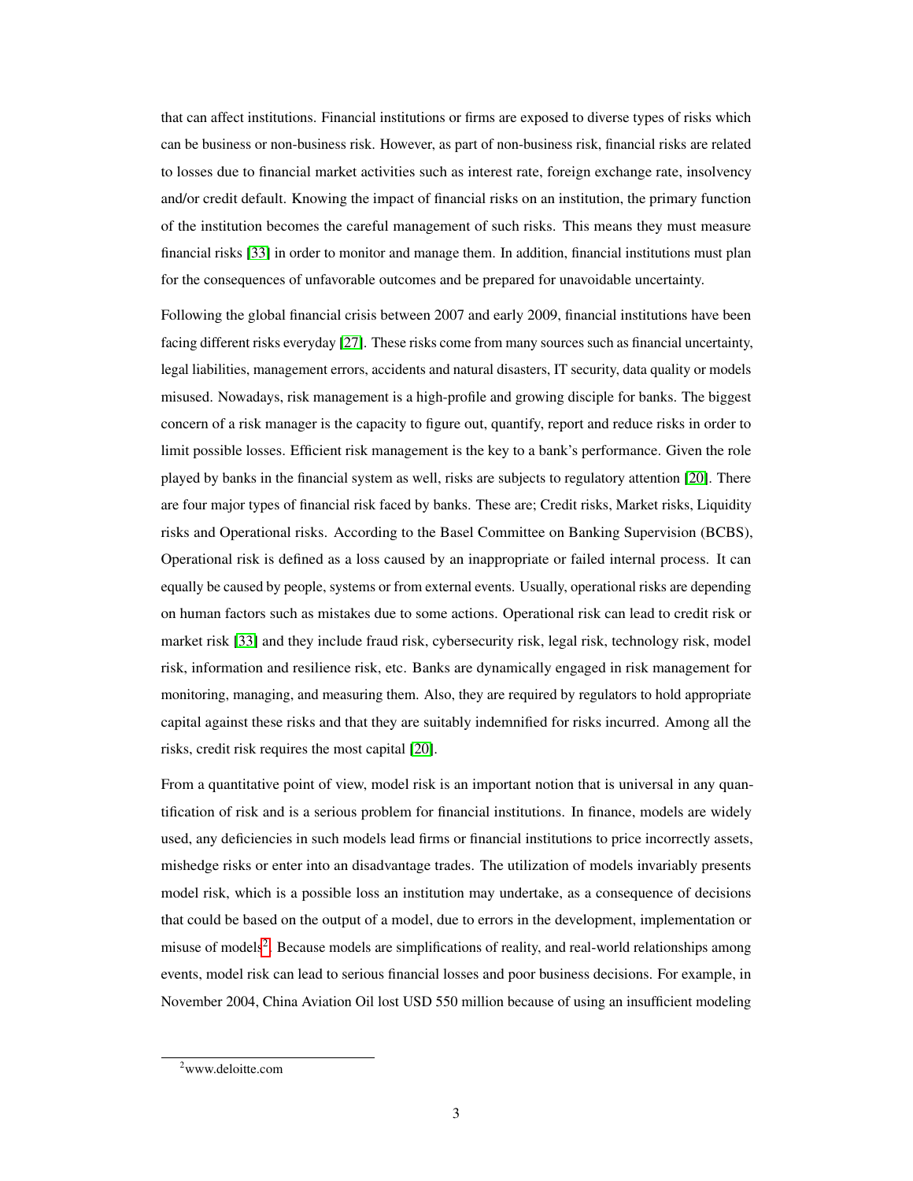that can affect institutions. Financial institutions or firms are exposed to diverse types of risks which can be business or non-business risk. However, as part of non-business risk, financial risks are related to losses due to financial market activities such as interest rate, foreign exchange rate, insolvency and/or credit default. Knowing the impact of financial risks on an institution, the primary function of the institution becomes the careful management of such risks. This means they must measure financial risks [33] in order to monitor and manage them. In addition, financial institutions must plan for the consequences of unfavorable outcomes and be prepared for unavoidable uncertainty.

Following the global financial crisis between 2007 and early 2009, financial institutions have been facing different risks everyday [27]. These risks come from many sources such as financial uncertainty, legal liabilities, management errors, accidents and natural disasters, IT security, data quality or models misused. Nowadays, risk management is a high-profile and growing disciple for banks. The biggest concern of a risk manager is the capacity to figure out, quantify, report and reduce risks in order to limit possible losses. Efficient risk management is the key to a bank's performance. Given the role played by banks in the financial system as well, risks are subjects to regulatory attention [20]. There are four major types of financial risk faced by banks. These are; Credit risks, Market risks, Liquidity risks and Operational risks. According to the Basel Committee on Banking Supervision (BCBS), Operational risk is defined as a loss caused by an inappropriate or failed internal process. It can equally be caused by people, systems or from external events. Usually, operational risks are depending on human factors such as mistakes due to some actions. Operational risk can lead to credit risk or market risk [33] and they include fraud risk, cybersecurity risk, legal risk, technology risk, model risk, information and resilience risk, etc. Banks are dynamically engaged in risk management for monitoring, managing, and measuring them. Also, they are required by regulators to hold appropriate capital against these risks and that they are suitably indemnified for risks incurred. Among all the risks, credit risk requires the most capital [20].

From a quantitative point of view, model risk is an important notion that is universal in any quantification of risk and is a serious problem for financial institutions. In finance, models are widely used, any deficiencies in such models lead firms or financial institutions to price incorrectly assets, mishedge risks or enter into an disadvantage trades. The utilization of models invariably presents model risk, which is a possible loss an institution may undertake, as a consequence of decisions that could be based on the output of a model, due to errors in the development, implementation or misuse of models[2]. Because models are simplifications of reality, and real-world relationships among events, model risk can lead to serious financial losses and poor business decisions. For example, in November 2004, China Aviation Oil lost USD 550 million because of using an insufficient modeling

[2] www.deloitte.com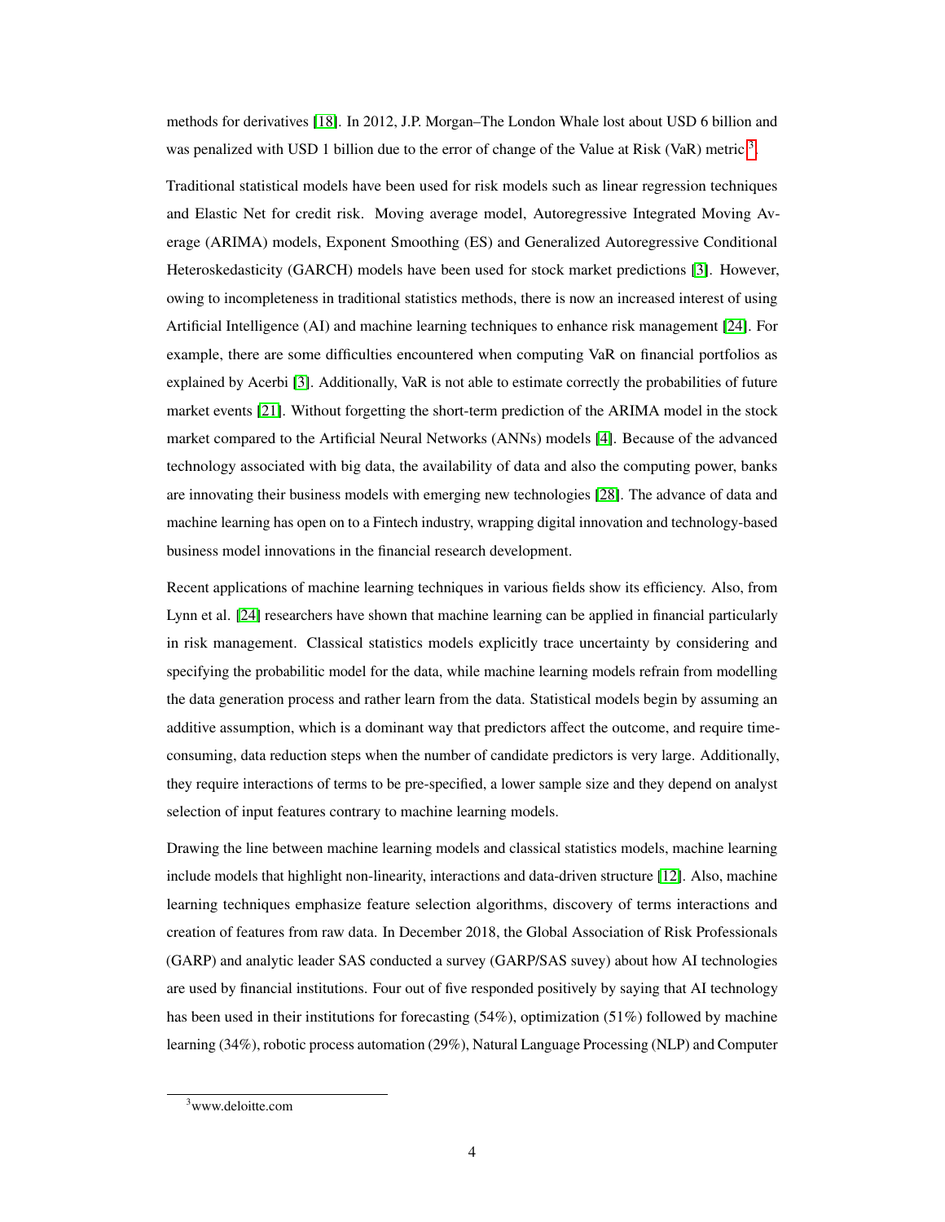methods for derivatives [18]. In 2012, J.P. Morgan–The London Whale lost about USD 6 billion and was penalized with USD 1 billion due to the error of change of the Value at Risk (VaR) metric [3].

Traditional statistical models have been used for risk models such as linear regression techniques and Elastic Net for credit risk. Moving average model, Autoregressive Integrated Moving Average (ARIMA) models, Exponent Smoothing (ES) and Generalized Autoregressive Conditional Heteroskedasticity (GARCH) models have been used for stock market predictions [3]. However, owing to incompleteness in traditional statistics methods, there is now an increased interest of using Artificial Intelligence (AI) and machine learning techniques to enhance risk management [24]. For example, there are some difficulties encountered when computing VaR on financial portfolios as explained by Acerbi [3]. Additionally, VaR is not able to estimate correctly the probabilities of future market events [21]. Without forgetting the short-term prediction of the ARIMA model in the stock market compared to the Artificial Neural Networks (ANNs) models [4]. Because of the advanced technology associated with big data, the availability of data and also the computing power, banks are innovating their business models with emerging new technologies [28]. The advance of data and machine learning has open on to a Fintech industry, wrapping digital innovation and technology-based business model innovations in the financial research development.

Recent applications of machine learning techniques in various fields show its efficiency. Also, from Lynn et al. [24] researchers have shown that machine learning can be applied in financial particularly in risk management. Classical statistics models explicitly trace uncertainty by considering and specifying the probabilitic model for the data, while machine learning models refrain from modelling the data generation process and rather learn from the data. Statistical models begin by assuming an additive assumption, which is a dominant way that predictors affect the outcome, and require time-consuming, data reduction steps when the number of candidate predictors is very large. Additionally, they require interactions of terms to be pre-specified, a lower sample size and they depend on analyst selection of input features contrary to machine learning models.

Drawing the line between machine learning models and classical statistics models, machine learning include models that highlight non-linearity, interactions and data-driven structure [12]. Also, machine learning techniques emphasize feature selection algorithms, discovery of terms interactions and creation of features from raw data. In December 2018, the Global Association of Risk Professionals (GARP) and analytic leader SAS conducted a survey (GARP/SAS suvey) about how AI technologies are used by financial institutions. Four out of five responded positively by saying that AI technology has been used in their institutions for forecasting (54%), optimization (51%) followed by machine learning (34%), robotic process automation (29%), Natural Language Processing (NLP) and Computer

[3] www.deloitte.com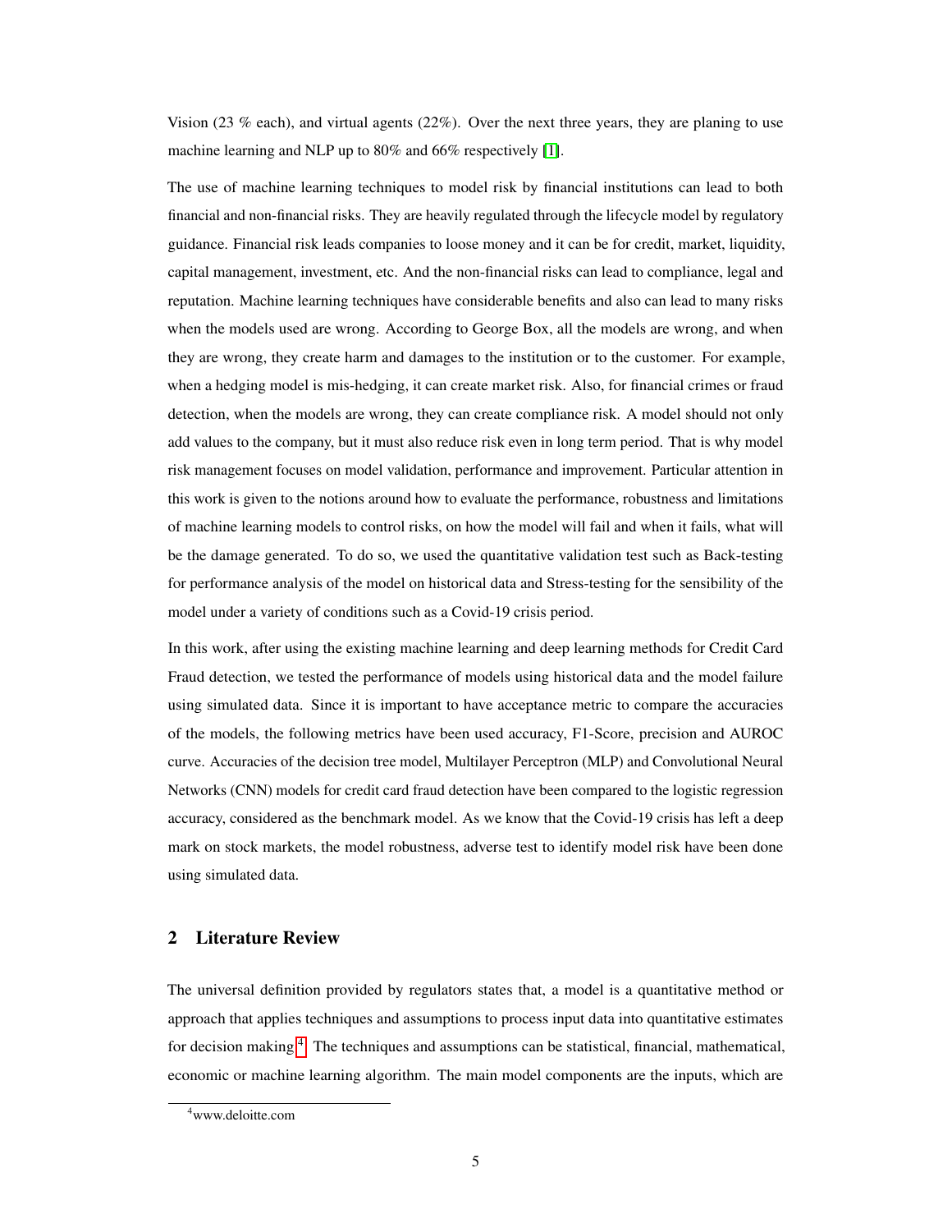Vision (23 % each), and virtual agents (22%). Over the next three years, they are planing to use machine learning and NLP up to 80% and 66% respectively [1].

The use of machine learning techniques to model risk by financial institutions can lead to both financial and non-financial risks. They are heavily regulated through the lifecycle model by regulatory guidance. Financial risk leads companies to loose money and it can be for credit, market, liquidity, capital management, investment, etc. And the non-financial risks can lead to compliance, legal and reputation. Machine learning techniques have considerable benefits and also can lead to many risks when the models used are wrong. According to George Box, all the models are wrong, and when they are wrong, they create harm and damages to the institution or to the customer. For example, when a hedging model is mis-hedging, it can create market risk. Also, for financial crimes or fraud detection, when the models are wrong, they can create compliance risk. A model should not only add values to the company, but it must also reduce risk even in long term period. That is why model risk management focuses on model validation, performance and improvement. Particular attention in this work is given to the notions around how to evaluate the performance, robustness and limitations of machine learning models to control risks, on how the model will fail and when it fails, what will be the damage generated. To do so, we used the quantitative validation test such as Back-testing for performance analysis of the model on historical data and Stress-testing for the sensibility of the model under a variety of conditions such as a Covid-19 crisis period.

In this work, after using the existing machine learning and deep learning methods for Credit Card Fraud detection, we tested the performance of models using historical data and the model failure using simulated data. Since it is important to have acceptance metric to compare the accuracies of the models, the following metrics have been used accuracy, F1-Score, precision and AUROC curve. Accuracies of the decision tree model, Multilayer Perceptron (MLP) and Convolutional Neural Networks (CNN) models for credit card fraud detection have been compared to the logistic regression accuracy, considered as the benchmark model. As we know that the Covid-19 crisis has left a deep mark on stock markets, the model robustness, adverse test to identify model risk have been done using simulated data.

## 2 Literature Review

The universal definition provided by regulators states that, a model is a quantitative method or approach that applies techniques and assumptions to process input data into quantitative estimates for decision making [4]. The techniques and assumptions can be statistical, financial, mathematical, economic or machine learning algorithm. The main model components are the inputs, which are

[4] www.deloitte.com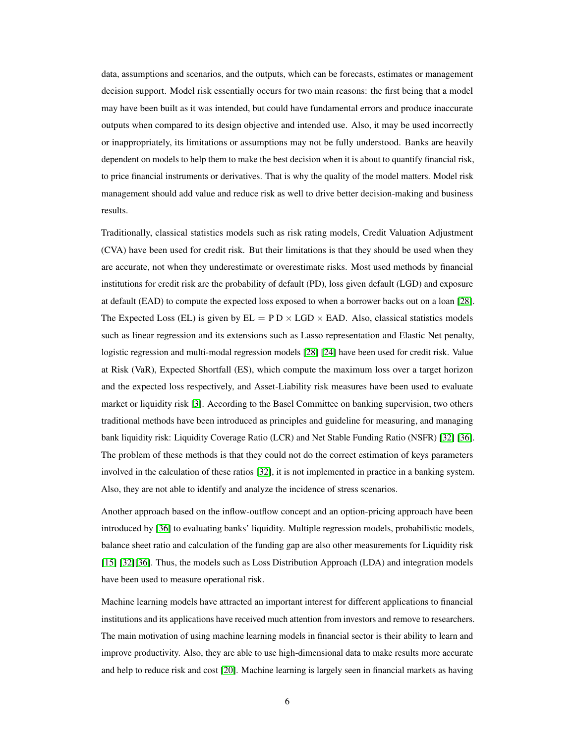data, assumptions and scenarios, and the outputs, which can be forecasts, estimates or management decision support. Model risk essentially occurs for two main reasons: the first being that a model may have been built as it was intended, but could have fundamental errors and produce inaccurate outputs when compared to its design objective and intended use. Also, it may be used incorrectly or inappropriately, its limitations or assumptions may not be fully understood. Banks are heavily dependent on models to help them to make the best decision when it is about to quantify financial risk, to price financial instruments or derivatives. That is why the quality of the model matters. Model risk management should add value and reduce risk as well to drive better decision-making and business results.

Traditionally, classical statistics models such as risk rating models, Credit Valuation Adjustment (CVA) have been used for credit risk. But their limitations is that they should be used when they are accurate, not when they underestimate or overestimate risks. Most used methods by financial institutions for credit risk are the probability of default (PD), loss given default (LGD) and exposure at default (EAD) to compute the expected loss exposed to when a borrower backs out on a loan [28]. The Expected Loss (EL) is given by $\mathrm{EL} = \mathrm{P\,D} \times \mathrm{LGD} \times \mathrm{EAD}$. Also, classical statistics models such as linear regression and its extensions such as Lasso representation and Elastic Net penalty, logistic regression and multi-modal regression models [28] [24] have been used for credit risk. Value at Risk (VaR), Expected Shortfall (ES), which compute the maximum loss over a target horizon and the expected loss respectively, and Asset-Liability risk measures have been used to evaluate market or liquidity risk [3]. According to the Basel Committee on banking supervision, two others traditional methods have been introduced as principles and guideline for measuring, and managing bank liquidity risk: Liquidity Coverage Ratio (LCR) and Net Stable Funding Ratio (NSFR) [32] [36]. The problem of these methods is that they could not do the correct estimation of keys parameters involved in the calculation of these ratios [32], it is not implemented in practice in a banking system. Also, they are not able to identify and analyze the incidence of stress scenarios.

Another approach based on the inflow-outflow concept and an option-pricing approach have been introduced by [36] to evaluating banks' liquidity. Multiple regression models, probabilistic models, balance sheet ratio and calculation of the funding gap are also other measurements for Liquidity risk [15] [32][36]. Thus, the models such as Loss Distribution Approach (LDA) and integration models have been used to measure operational risk.

Machine learning models have attracted an important interest for different applications to financial institutions and its applications have received much attention from investors and remove to researchers. The main motivation of using machine learning models in financial sector is their ability to learn and improve productivity. Also, they are able to use high-dimensional data to make results more accurate and help to reduce risk and cost [20]. Machine learning is largely seen in financial markets as having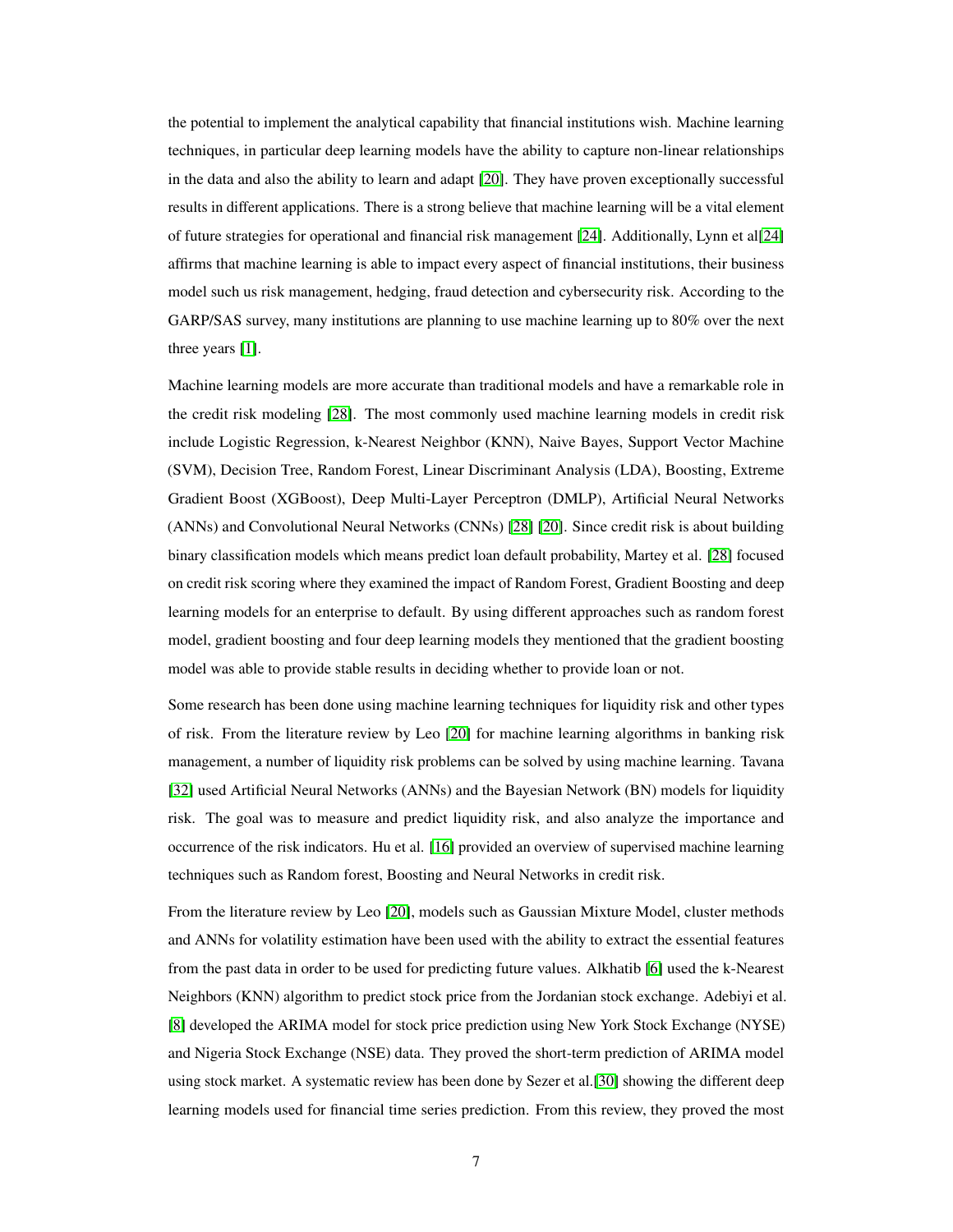the potential to implement the analytical capability that financial institutions wish. Machine learning techniques, in particular deep learning models have the ability to capture non-linear relationships in the data and also the ability to learn and adapt [20]. They have proven exceptionally successful results in different applications. There is a strong believe that machine learning will be a vital element of future strategies for operational and financial risk management [24]. Additionally, Lynn et al[24] affirms that machine learning is able to impact every aspect of financial institutions, their business model such us risk management, hedging, fraud detection and cybersecurity risk. According to the GARP/SAS survey, many institutions are planning to use machine learning up to 80% over the next three years [1].

Machine learning models are more accurate than traditional models and have a remarkable role in the credit risk modeling [28]. The most commonly used machine learning models in credit risk include Logistic Regression, k-Nearest Neighbor (KNN), Naive Bayes, Support Vector Machine (SVM), Decision Tree, Random Forest, Linear Discriminant Analysis (LDA), Boosting, Extreme Gradient Boost (XGBoost), Deep Multi-Layer Perceptron (DMLP), Artificial Neural Networks (ANNs) and Convolutional Neural Networks (CNNs) [28] [20]. Since credit risk is about building binary classification models which means predict loan default probability, Martey et al. [28] focused on credit risk scoring where they examined the impact of Random Forest, Gradient Boosting and deep learning models for an enterprise to default. By using different approaches such as random forest model, gradient boosting and four deep learning models they mentioned that the gradient boosting model was able to provide stable results in deciding whether to provide loan or not.

Some research has been done using machine learning techniques for liquidity risk and other types of risk. From the literature review by Leo [20] for machine learning algorithms in banking risk management, a number of liquidity risk problems can be solved by using machine learning. Tavana [32] used Artificial Neural Networks (ANNs) and the Bayesian Network (BN) models for liquidity risk. The goal was to measure and predict liquidity risk, and also analyze the importance and occurrence of the risk indicators. Hu et al. [16] provided an overview of supervised machine learning techniques such as Random forest, Boosting and Neural Networks in credit risk.

From the literature review by Leo [20], models such as Gaussian Mixture Model, cluster methods and ANNs for volatility estimation have been used with the ability to extract the essential features from the past data in order to be used for predicting future values. Alkhatib [6] used the k-Nearest Neighbors (KNN) algorithm to predict stock price from the Jordanian stock exchange. Adebiyi et al. [8] developed the ARIMA model for stock price prediction using New York Stock Exchange (NYSE) and Nigeria Stock Exchange (NSE) data. They proved the short-term prediction of ARIMA model using stock market. A systematic review has been done by Sezer et al.[30] showing the different deep learning models used for financial time series prediction. From this review, they proved the most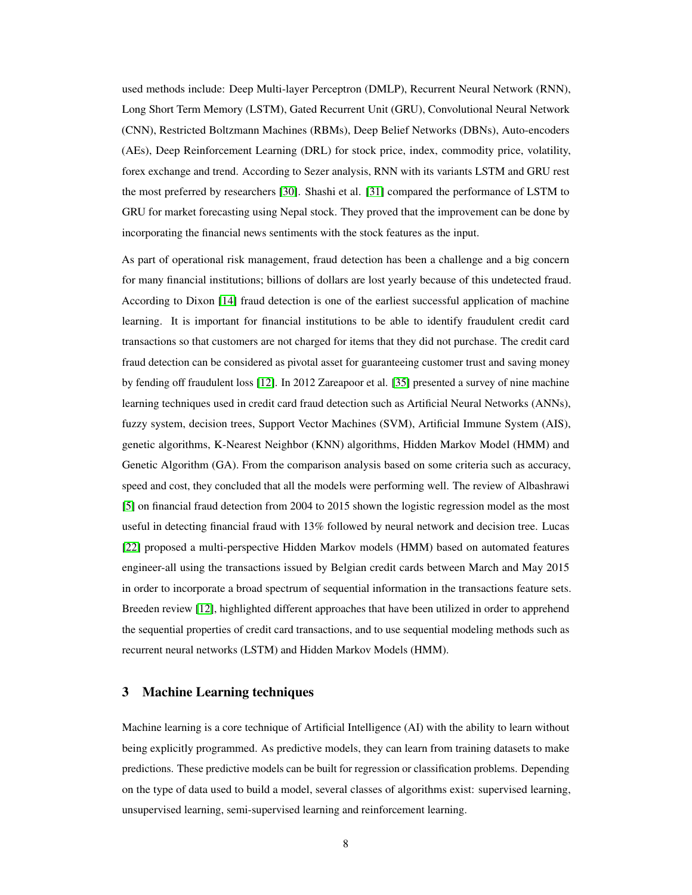used methods include: Deep Multi-layer Perceptron (DMLP), Recurrent Neural Network (RNN), Long Short Term Memory (LSTM), Gated Recurrent Unit (GRU), Convolutional Neural Network (CNN), Restricted Boltzmann Machines (RBMs), Deep Belief Networks (DBNs), Auto-encoders (AEs), Deep Reinforcement Learning (DRL) for stock price, index, commodity price, volatility, forex exchange and trend. According to Sezer analysis, RNN with its variants LSTM and GRU rest the most preferred by researchers [30]. Shashi et al. [31] compared the performance of LSTM to GRU for market forecasting using Nepal stock. They proved that the improvement can be done by incorporating the financial news sentiments with the stock features as the input.

As part of operational risk management, fraud detection has been a challenge and a big concern for many financial institutions; billions of dollars are lost yearly because of this undetected fraud. According to Dixon [14] fraud detection is one of the earliest successful application of machine learning. It is important for financial institutions to be able to identify fraudulent credit card transactions so that customers are not charged for items that they did not purchase. The credit card fraud detection can be considered as pivotal asset for guaranteeing customer trust and saving money by fending off fraudulent loss [12]. In 2012 Zareapoor et al. [35] presented a survey of nine machine learning techniques used in credit card fraud detection such as Artificial Neural Networks (ANNs), fuzzy system, decision trees, Support Vector Machines (SVM), Artificial Immune System (AIS), genetic algorithms, K-Nearest Neighbor (KNN) algorithms, Hidden Markov Model (HMM) and Genetic Algorithm (GA). From the comparison analysis based on some criteria such as accuracy, speed and cost, they concluded that all the models were performing well. The review of Albashrawi [5] on financial fraud detection from 2004 to 2015 shown the logistic regression model as the most useful in detecting financial fraud with 13% followed by neural network and decision tree. Lucas [22] proposed a multi-perspective Hidden Markov models (HMM) based on automated features engineer-all using the transactions issued by Belgian credit cards between March and May 2015 in order to incorporate a broad spectrum of sequential information in the transactions feature sets. Breeden review [12], highlighted different approaches that have been utilized in order to apprehend the sequential properties of credit card transactions, and to use sequential modeling methods such as recurrent neural networks (LSTM) and Hidden Markov Models (HMM).

## 3 Machine Learning techniques

Machine learning is a core technique of Artificial Intelligence (AI) with the ability to learn without being explicitly programmed. As predictive models, they can learn from training datasets to make predictions. These predictive models can be built for regression or classification problems. Depending on the type of data used to build a model, several classes of algorithms exist: supervised learning, unsupervised learning, semi-supervised learning and reinforcement learning.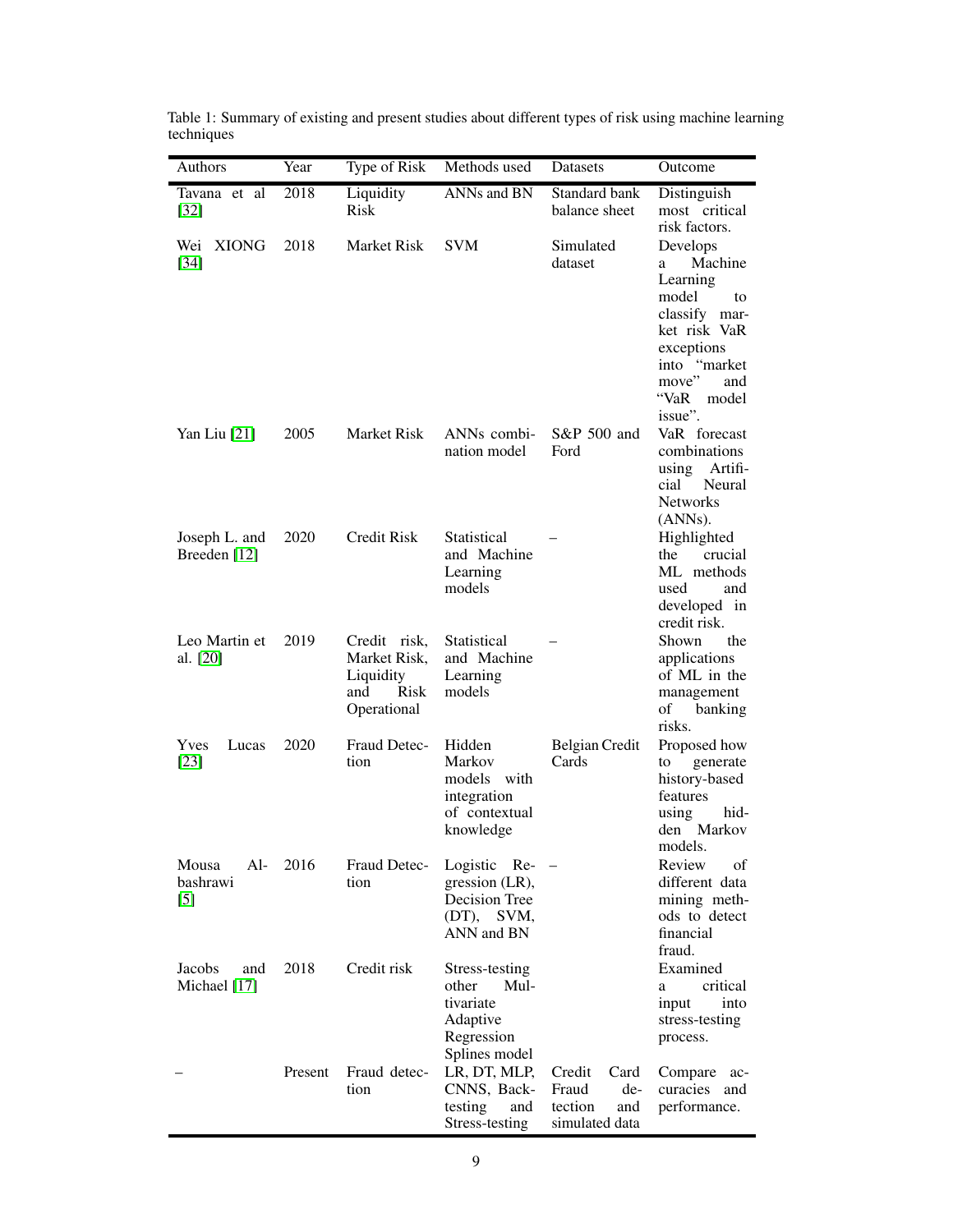Table 1: Summary of existing and present studies about different types of risk using machine learning techniques

| Authors | Year | Type of Risk | Methods used | Datasets | Outcome |
|---|---|---|---|---|---|
| Tavana et al [32] | 2018 | Liquidity Risk | ANNs and BN | Standard bank balance sheet | Distinguish most critical risk factors. |
| Wei XIONG [34] | 2018 | Market Risk | SVM | Simulated dataset | Develops a Machine Learning model to classify market risk VaR exceptions into "market move" and "VaR model issue". |
| Yan Liu [21] | 2005 | Market Risk | ANNs combination model | S&P 500 and Ford | VaR forecast combinations using Artificial Neural Networks (ANNs). |
| Joseph L. and Breeden [12] | 2020 | Credit Risk | Statistical and Machine Learning models | – | Highlighted the crucial ML methods used and developed in credit risk. |
| Leo Martin et al. [20] | 2019 | Credit risk, Market Risk, Liquidity and Risk Operational | Statistical and Machine Learning models | – | Shown the applications of ML in the management of banking risks. |
| Yves Lucas [23] | 2020 | Fraud Detection | Hidden Markov models with integration of contextual knowledge | Belgian Credit Cards | Proposed how to generate history-based features using hidden Markov models. |
| Mousa Albashrawi [5] | 2016 | Fraud Detection | Logistic Regression (LR), Decision Tree (DT), SVM, ANN and BN | – | Review of different data mining methods to detect financial fraud. |
| Jacobs and Michael [17] | 2018 | Credit risk | Stress-testing other Multivariate Adaptive Regression Splines model | | Examined a critical input into stress-testing process. |
| – | Present | Fraud detection | LR, DT, MLP, CNNS, Backtesting and Stress-testing | Credit Card Fraud detection and simulated data | Compare accuracies and performance. |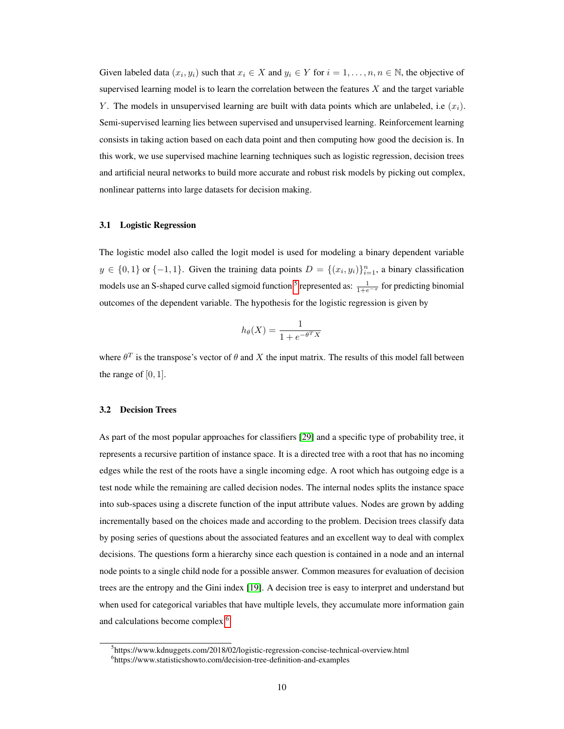Given labeled data $(x_i, y_i)$ such that $x_i \in X$ and $y_i \in Y$ for $i = 1, \ldots, n, n \in \mathbb{N}$, the objective of supervised learning model is to learn the correlation between the features $X$ and the target variable $Y$. The models in unsupervised learning are built with data points which are unlabeled, i.e $(x_i)$. Semi-supervised learning lies between supervised and unsupervised learning. Reinforcement learning consists in taking action based on each data point and then computing how good the decision is. In this work, we use supervised machine learning techniques such as logistic regression, decision trees and artificial neural networks to build more accurate and robust risk models by picking out complex, nonlinear patterns into large datasets for decision making.

### 3.1 Logistic Regression

The logistic model also called the logit model is used for modeling a binary dependent variable $y \in \{0, 1\}$ or $\{-1, 1\}$. Given the training data points $D = \{(x_i, y_i)\}_{i=1}^{n}$, a binary classification models use an S-shaped curve called sigmoid function[5] represented as: $\frac{1}{1+e^{-x}}$ for predicting binomial outcomes of the dependent variable. The hypothesis for the logistic regression is given by

$$h_\theta(X) = \frac{1}{1 + e^{-\theta^T X}}$$

where $\theta^T$ is the transpose's vector of $\theta$ and $X$ the input matrix. The results of this model fall between the range of $[0, 1]$.

### 3.2 Decision Trees

As part of the most popular approaches for classifiers [29] and a specific type of probability tree, it represents a recursive partition of instance space. It is a directed tree with a root that has no incoming edges while the rest of the roots have a single incoming edge. A root which has outgoing edge is a test node while the remaining are called decision nodes. The internal nodes splits the instance space into sub-spaces using a discrete function of the input attribute values. Nodes are grown by adding incrementally based on the choices made and according to the problem. Decision trees classify data by posing series of questions about the associated features and an excellent way to deal with complex decisions. The questions form a hierarchy since each question is contained in a node and an internal node points to a single child node for a possible answer. Common measures for evaluation of decision trees are the entropy and the Gini index [19]. A decision tree is easy to interpret and understand but when used for categorical variables that have multiple levels, they accumulate more information gain and calculations become complex.[6]

[5]https://www.kdnuggets.com/2018/02/logistic-regression-concise-technical-overview.html

[6]https://www.statisticshowto.com/decision-tree-definition-and-examples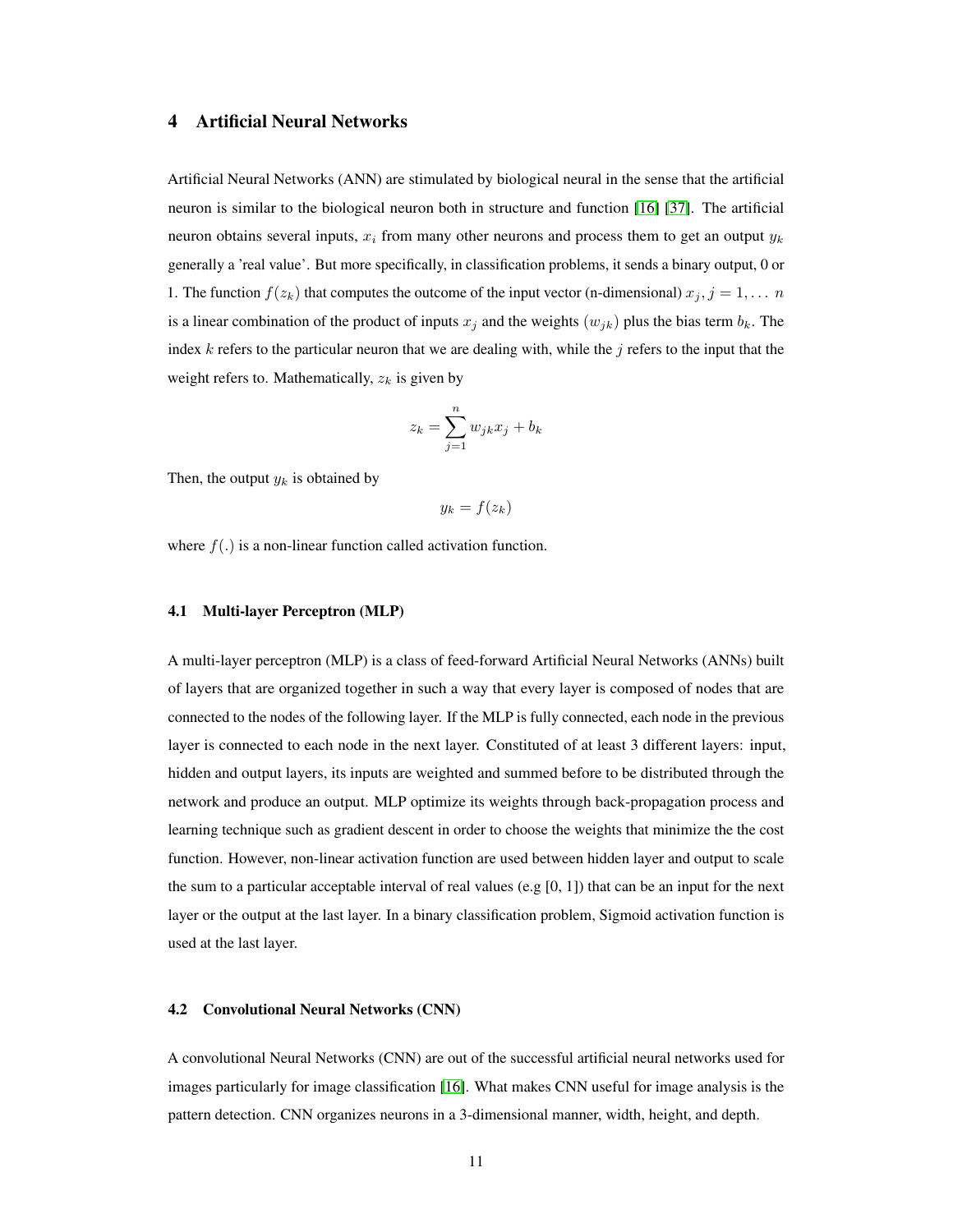## 4 Artificial Neural Networks

Artificial Neural Networks (ANN) are stimulated by biological neural in the sense that the artificial neuron is similar to the biological neuron both in structure and function [16] [37]. The artificial neuron obtains several inputs, $x_i$ from many other neurons and process them to get an output $y_k$ generally a 'real value'. But more specifically, in classification problems, it sends a binary output, 0 or 1. The function $f(z_k)$ that computes the outcome of the input vector (n-dimensional) $x_j, j = 1, \ldots\ n$ is a linear combination of the product of inputs $x_j$ and the weights $(w_{jk})$ plus the bias term $b_k$. The index $k$ refers to the particular neuron that we are dealing with, while the $j$ refers to the input that the weight refers to. Mathematically, $z_k$ is given by

$$z_k = \sum_{j=1}^{n} w_{jk} x_j + b_k$$

Then, the output $y_k$ is obtained by

$$y_k = f(z_k)$$

where $f(.)$ is a non-linear function called activation function.

### 4.1 Multi-layer Perceptron (MLP)

A multi-layer perceptron (MLP) is a class of feed-forward Artificial Neural Networks (ANNs) built of layers that are organized together in such a way that every layer is composed of nodes that are connected to the nodes of the following layer. If the MLP is fully connected, each node in the previous layer is connected to each node in the next layer. Constituted of at least 3 different layers: input, hidden and output layers, its inputs are weighted and summed before to be distributed through the network and produce an output. MLP optimize its weights through back-propagation process and learning technique such as gradient descent in order to choose the weights that minimize the the cost function. However, non-linear activation function are used between hidden layer and output to scale the sum to a particular acceptable interval of real values (e.g [0, 1]) that can be an input for the next layer or the output at the last layer. In a binary classification problem, Sigmoid activation function is used at the last layer.

### 4.2 Convolutional Neural Networks (CNN)

A convolutional Neural Networks (CNN) are out of the successful artificial neural networks used for images particularly for image classification [16]. What makes CNN useful for image analysis is the pattern detection. CNN organizes neurons in a 3-dimensional manner, width, height, and depth.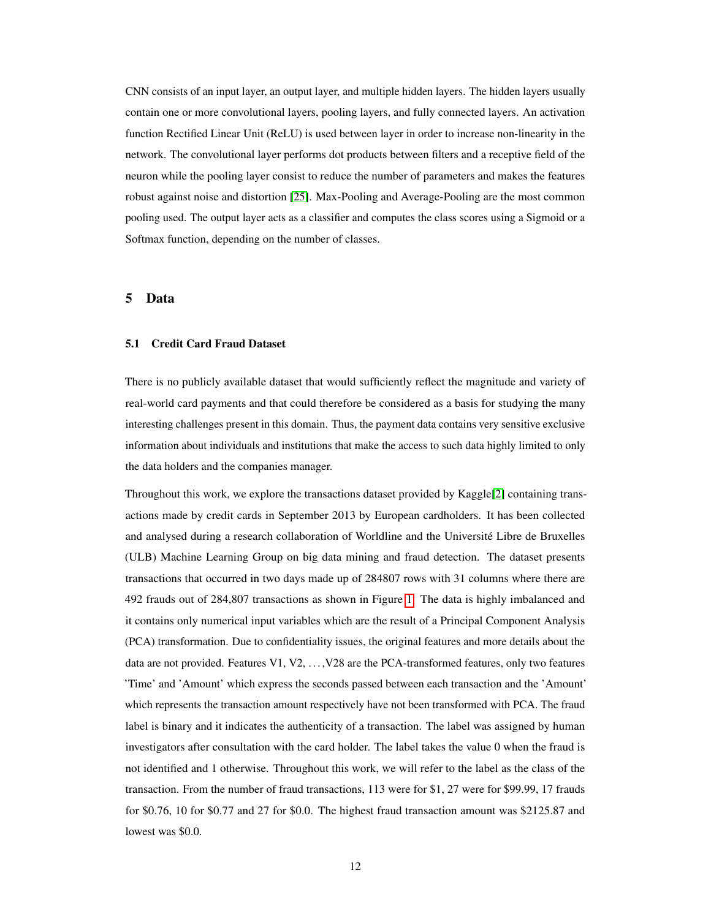CNN consists of an input layer, an output layer, and multiple hidden layers. The hidden layers usually contain one or more convolutional layers, pooling layers, and fully connected layers. An activation function Rectified Linear Unit (ReLU) is used between layer in order to increase non-linearity in the network. The convolutional layer performs dot products between filters and a receptive field of the neuron while the pooling layer consist to reduce the number of parameters and makes the features robust against noise and distortion [25]. Max-Pooling and Average-Pooling are the most common pooling used. The output layer acts as a classifier and computes the class scores using a Sigmoid or a Softmax function, depending on the number of classes.

## 5 Data

### 5.1 Credit Card Fraud Dataset

There is no publicly available dataset that would sufficiently reflect the magnitude and variety of real-world card payments and that could therefore be considered as a basis for studying the many interesting challenges present in this domain. Thus, the payment data contains very sensitive exclusive information about individuals and institutions that make the access to such data highly limited to only the data holders and the companies manager.

Throughout this work, we explore the transactions dataset provided by Kaggle[2] containing transactions made by credit cards in September 2013 by European cardholders. It has been collected and analysed during a research collaboration of Worldline and the Université Libre de Bruxelles (ULB) Machine Learning Group on big data mining and fraud detection. The dataset presents transactions that occurred in two days made up of 284807 rows with 31 columns where there are 492 frauds out of 284,807 transactions as shown in Figure 1. The data is highly imbalanced and it contains only numerical input variables which are the result of a Principal Component Analysis (PCA) transformation. Due to confidentiality issues, the original features and more details about the data are not provided. Features V1, V2, . . . ,V28 are the PCA-transformed features, only two features 'Time' and 'Amount' which express the seconds passed between each transaction and the 'Amount' which represents the transaction amount respectively have not been transformed with PCA. The fraud label is binary and it indicates the authenticity of a transaction. The label was assigned by human investigators after consultation with the card holder. The label takes the value 0 when the fraud is not identified and 1 otherwise. Throughout this work, we will refer to the label as the class of the transaction. From the number of fraud transactions, 113 were for $1, 27 were for $99.99, 17 frauds for $0.76, 10 for $0.77 and 27 for $0.0. The highest fraud transaction amount was $2125.87 and lowest was $0.0.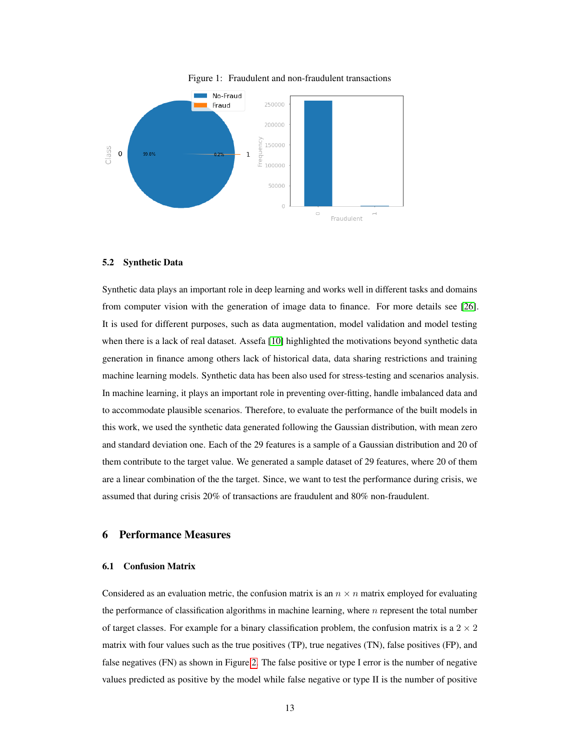Figure 1: Fraudulent and non-fraudulent transactions

### 5.2 Synthetic Data

Synthetic data plays an important role in deep learning and works well in different tasks and domains from computer vision with the generation of image data to finance. For more details see [26]. It is used for different purposes, such as data augmentation, model validation and model testing when there is a lack of real dataset. Assefa [10] highlighted the motivations beyond synthetic data generation in finance among others lack of historical data, data sharing restrictions and training machine learning models. Synthetic data has been also used for stress-testing and scenarios analysis. In machine learning, it plays an important role in preventing over-fitting, handle imbalanced data and to accommodate plausible scenarios. Therefore, to evaluate the performance of the built models in this work, we used the synthetic data generated following the Gaussian distribution, with mean zero and standard deviation one. Each of the 29 features is a sample of a Gaussian distribution and 20 of them contribute to the target value. We generated a sample dataset of 29 features, where 20 of them are a linear combination of the the target. Since, we want to test the performance during crisis, we assumed that during crisis 20% of transactions are fraudulent and 80% non-fraudulent.

## 6 Performance Measures

### 6.1 Confusion Matrix

Considered as an evaluation metric, the confusion matrix is an $n \times n$ matrix employed for evaluating the performance of classification algorithms in machine learning, where $n$ represent the total number of target classes. For example for a binary classification problem, the confusion matrix is a $2 \times 2$ matrix with four values such as the true positives (TP), true negatives (TN), false positives (FP), and false negatives (FN) as shown in Figure 2. The false positive or type I error is the number of negative values predicted as positive by the model while false negative or type II is the number of positive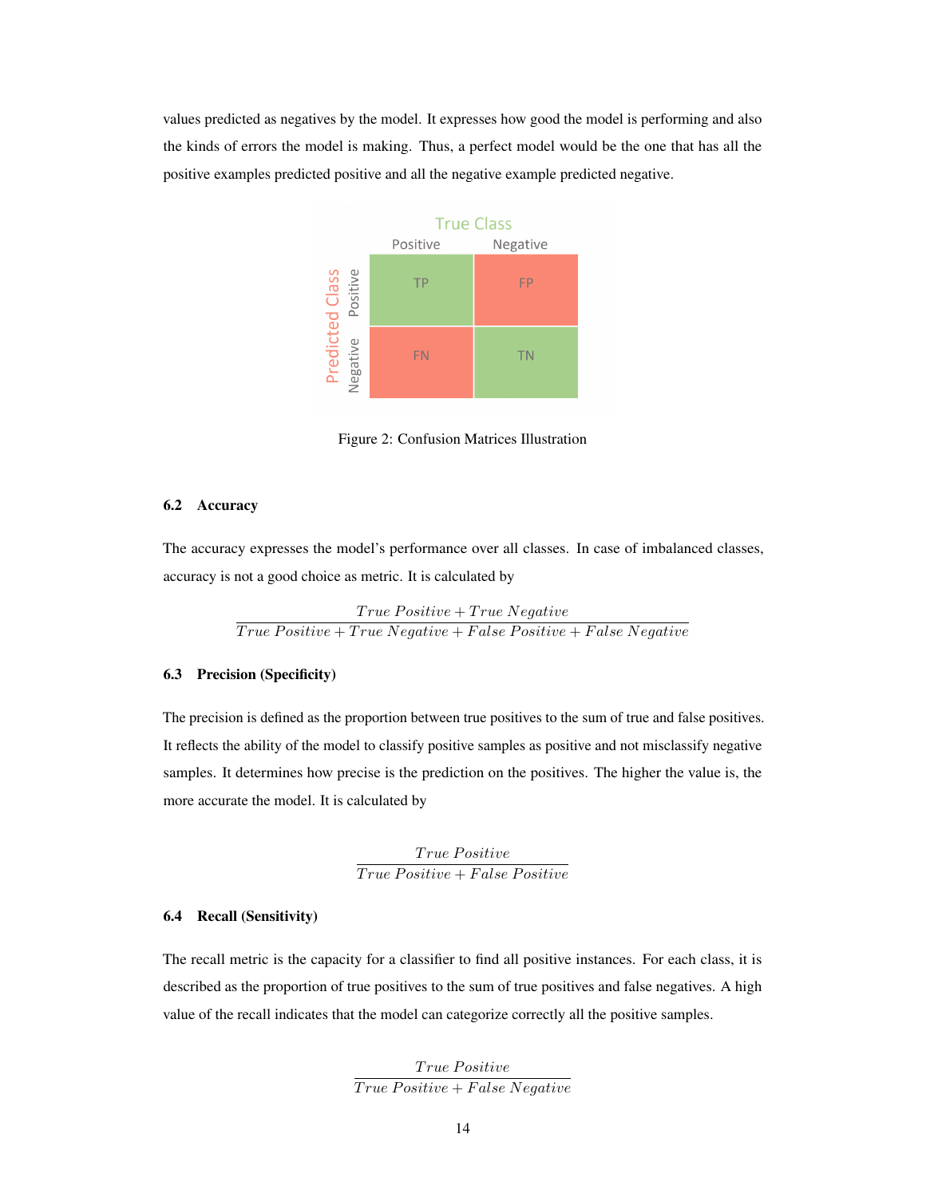values predicted as negatives by the model. It expresses how good the model is performing and also the kinds of errors the model is making. Thus, a perfect model would be the one that has all the positive examples predicted positive and all the negative example predicted negative.

Figure 2: Confusion Matrices Illustration

### 6.2 Accuracy

The accuracy expresses the model's performance over all classes. In case of imbalanced classes, accuracy is not a good choice as metric. It is calculated by

$$\frac{True\ Positive + True\ Negative}{True\ Positive + True\ Negative + False\ Positive + False\ Negative}$$

### 6.3 Precision (Specificity)

The precision is defined as the proportion between true positives to the sum of true and false positives. It reflects the ability of the model to classify positive samples as positive and not misclassify negative samples. It determines how precise is the prediction on the positives. The higher the value is, the more accurate the model. It is calculated by

$$\frac{True\ Positive}{True\ Positive + False\ Positive}$$

### 6.4 Recall (Sensitivity)

The recall metric is the capacity for a classifier to find all positive instances. For each class, it is described as the proportion of true positives to the sum of true positives and false negatives. A high value of the recall indicates that the model can categorize correctly all the positive samples.

$$\frac{True\ Positive}{True\ Positive + False\ Negative}$$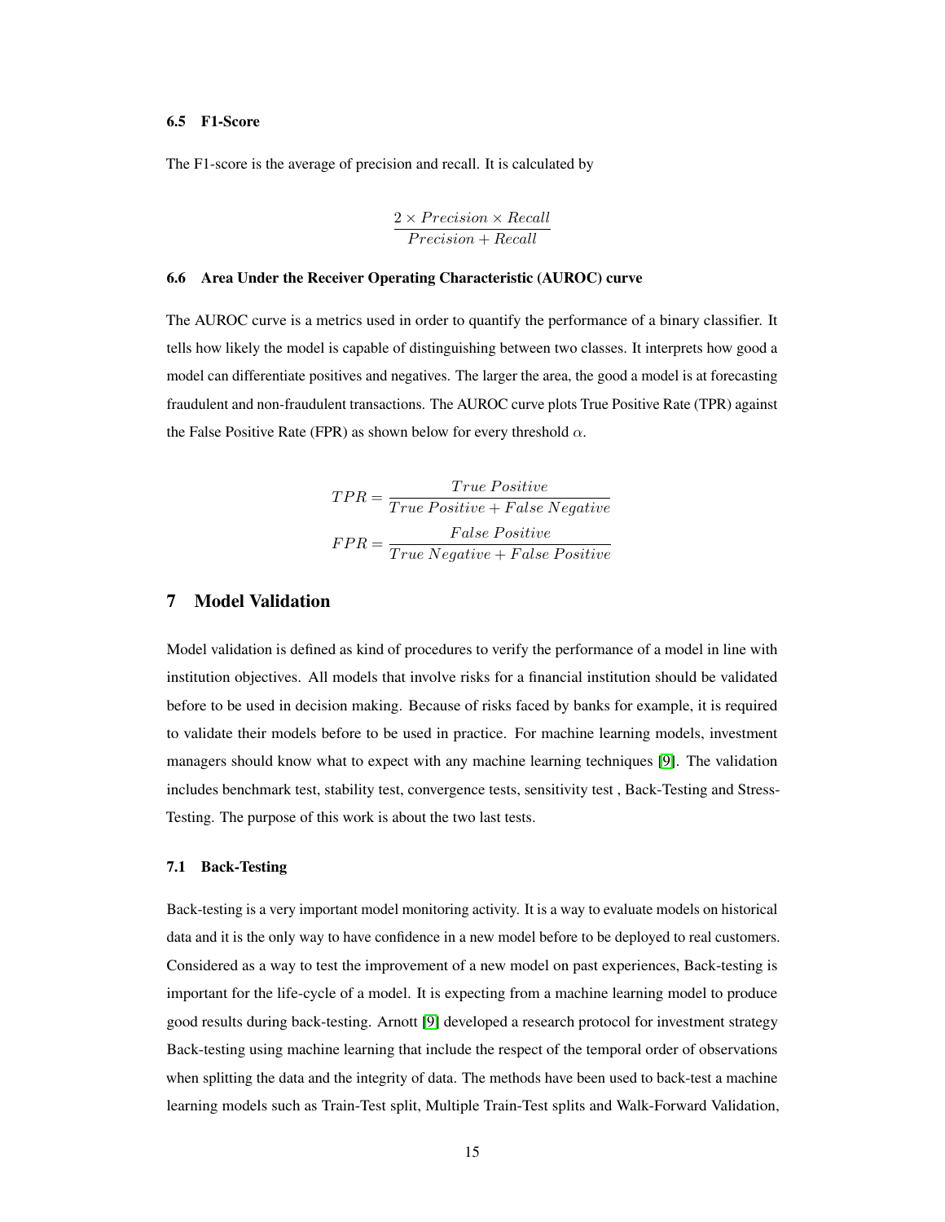### 6.5 F1-Score

The F1-score is the average of precision and recall. It is calculated by

$$\frac{2 \times Precision \times Recall}{Precision + Recall}$$

### 6.6 Area Under the Receiver Operating Characteristic (AUROC) curve

The AUROC curve is a metrics used in order to quantify the performance of a binary classifier. It tells how likely the model is capable of distinguishing between two classes. It interprets how good a model can differentiate positives and negatives. The larger the area, the good a model is at forecasting fraudulent and non-fraudulent transactions. The AUROC curve plots True Positive Rate (TPR) against the False Positive Rate (FPR) as shown below for every threshold $\alpha$.

$$TPR = \frac{True\ Positive}{True\ Positive + False\ Negative}$$

$$FPR = \frac{False\ Positive}{True\ Negative + False\ Positive}$$

## 7 Model Validation

Model validation is defined as kind of procedures to verify the performance of a model in line with institution objectives. All models that involve risks for a financial institution should be validated before to be used in decision making. Because of risks faced by banks for example, it is required to validate their models before to be used in practice. For machine learning models, investment managers should know what to expect with any machine learning techniques [9]. The validation includes benchmark test, stability test, convergence tests, sensitivity test , Back-Testing and Stress-Testing. The purpose of this work is about the two last tests.

### 7.1 Back-Testing

Back-testing is a very important model monitoring activity. It is a way to evaluate models on historical data and it is the only way to have confidence in a new model before to be deployed to real customers. Considered as a way to test the improvement of a new model on past experiences, Back-testing is important for the life-cycle of a model. It is expecting from a machine learning model to produce good results during back-testing. Arnott [9] developed a research protocol for investment strategy Back-testing using machine learning that include the respect of the temporal order of observations when splitting the data and the integrity of data. The methods have been used to back-test a machine learning models such as Train-Test split, Multiple Train-Test splits and Walk-Forward Validation,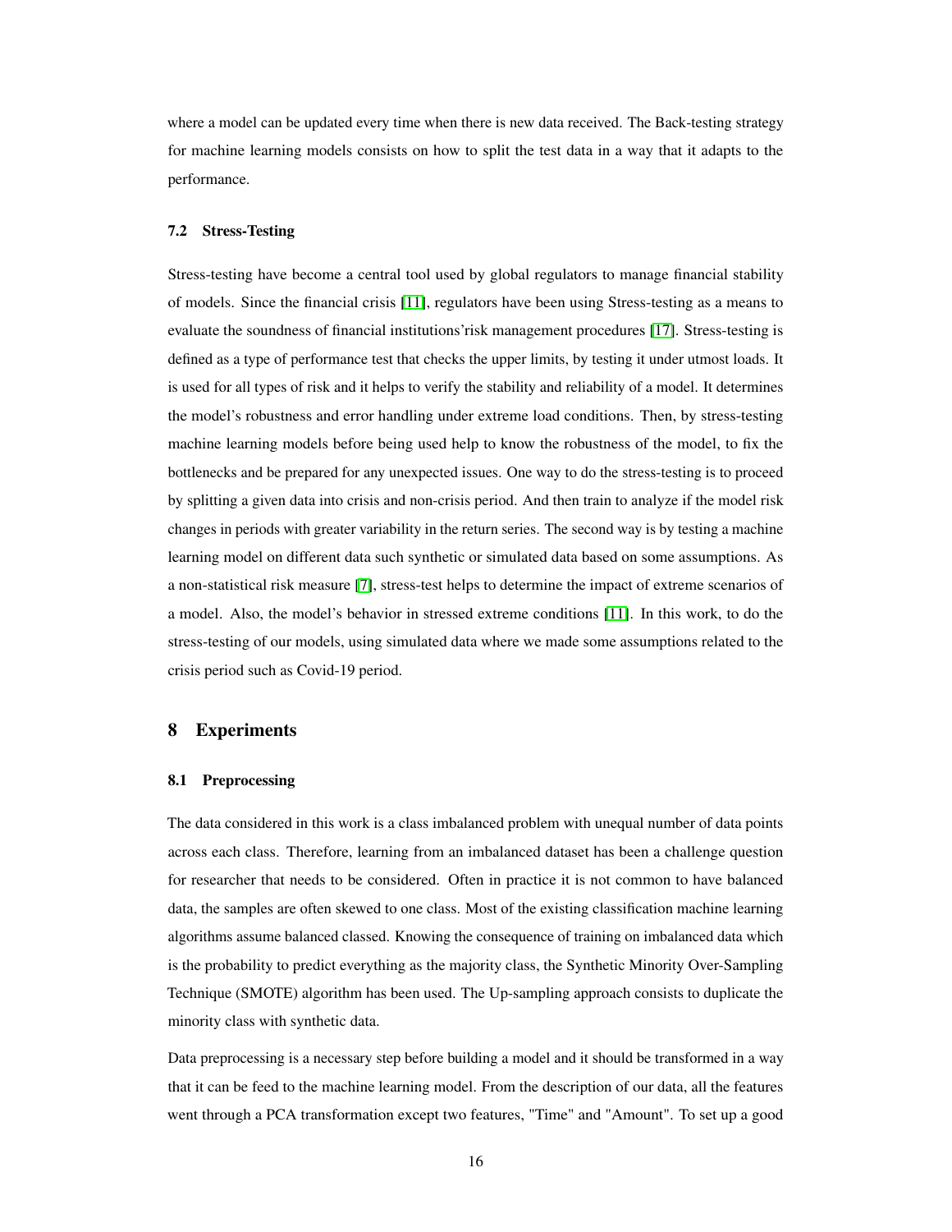where a model can be updated every time when there is new data received. The Back-testing strategy for machine learning models consists on how to split the test data in a way that it adapts to the performance.

### 7.2 Stress-Testing

Stress-testing have become a central tool used by global regulators to manage financial stability of models. Since the financial crisis [11], regulators have been using Stress-testing as a means to evaluate the soundness of financial institutions'risk management procedures [17]. Stress-testing is defined as a type of performance test that checks the upper limits, by testing it under utmost loads. It is used for all types of risk and it helps to verify the stability and reliability of a model. It determines the model's robustness and error handling under extreme load conditions. Then, by stress-testing machine learning models before being used help to know the robustness of the model, to fix the bottlenecks and be prepared for any unexpected issues. One way to do the stress-testing is to proceed by splitting a given data into crisis and non-crisis period. And then train to analyze if the model risk changes in periods with greater variability in the return series. The second way is by testing a machine learning model on different data such synthetic or simulated data based on some assumptions. As a non-statistical risk measure [7], stress-test helps to determine the impact of extreme scenarios of a model. Also, the model's behavior in stressed extreme conditions [11]. In this work, to do the stress-testing of our models, using simulated data where we made some assumptions related to the crisis period such as Covid-19 period.

## 8 Experiments

### 8.1 Preprocessing

The data considered in this work is a class imbalanced problem with unequal number of data points across each class. Therefore, learning from an imbalanced dataset has been a challenge question for researcher that needs to be considered. Often in practice it is not common to have balanced data, the samples are often skewed to one class. Most of the existing classification machine learning algorithms assume balanced classed. Knowing the consequence of training on imbalanced data which is the probability to predict everything as the majority class, the Synthetic Minority Over-Sampling Technique (SMOTE) algorithm has been used. The Up-sampling approach consists to duplicate the minority class with synthetic data.

Data preprocessing is a necessary step before building a model and it should be transformed in a way that it can be feed to the machine learning model. From the description of our data, all the features went through a PCA transformation except two features, "Time" and "Amount". To set up a good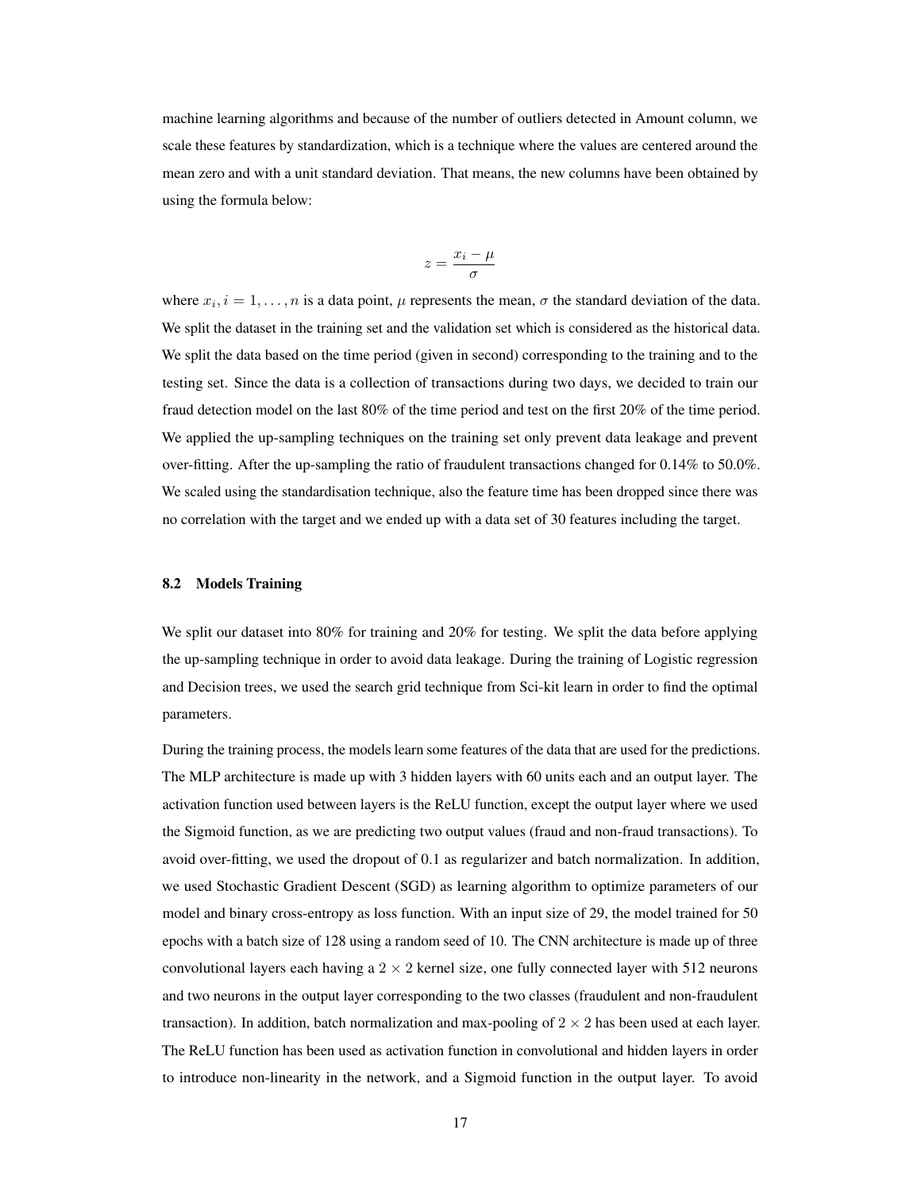machine learning algorithms and because of the number of outliers detected in Amount column, we scale these features by standardization, which is a technique where the values are centered around the mean zero and with a unit standard deviation. That means, the new columns have been obtained by using the formula below:

$$z = \frac{x_i - \mu}{\sigma}$$

where $x_i, i = 1, \ldots, n$ is a data point, $\mu$ represents the mean, $\sigma$ the standard deviation of the data. We split the dataset in the training set and the validation set which is considered as the historical data. We split the data based on the time period (given in second) corresponding to the training and to the testing set. Since the data is a collection of transactions during two days, we decided to train our fraud detection model on the last 80% of the time period and test on the first 20% of the time period. We applied the up-sampling techniques on the training set only prevent data leakage and prevent over-fitting. After the up-sampling the ratio of fraudulent transactions changed for 0.14% to 50.0%. We scaled using the standardisation technique, also the feature time has been dropped since there was no correlation with the target and we ended up with a data set of 30 features including the target.

### 8.2 Models Training

We split our dataset into 80% for training and 20% for testing. We split the data before applying the up-sampling technique in order to avoid data leakage. During the training of Logistic regression and Decision trees, we used the search grid technique from Sci-kit learn in order to find the optimal parameters.

During the training process, the models learn some features of the data that are used for the predictions. The MLP architecture is made up with 3 hidden layers with 60 units each and an output layer. The activation function used between layers is the ReLU function, except the output layer where we used the Sigmoid function, as we are predicting two output values (fraud and non-fraud transactions). To avoid over-fitting, we used the dropout of 0.1 as regularizer and batch normalization. In addition, we used Stochastic Gradient Descent (SGD) as learning algorithm to optimize parameters of our model and binary cross-entropy as loss function. With an input size of 29, the model trained for 50 epochs with a batch size of 128 using a random seed of 10. The CNN architecture is made up of three convolutional layers each having a $2 \times 2$ kernel size, one fully connected layer with 512 neurons and two neurons in the output layer corresponding to the two classes (fraudulent and non-fraudulent transaction). In addition, batch normalization and max-pooling of $2 \times 2$ has been used at each layer. The ReLU function has been used as activation function in convolutional and hidden layers in order to introduce non-linearity in the network, and a Sigmoid function in the output layer. To avoid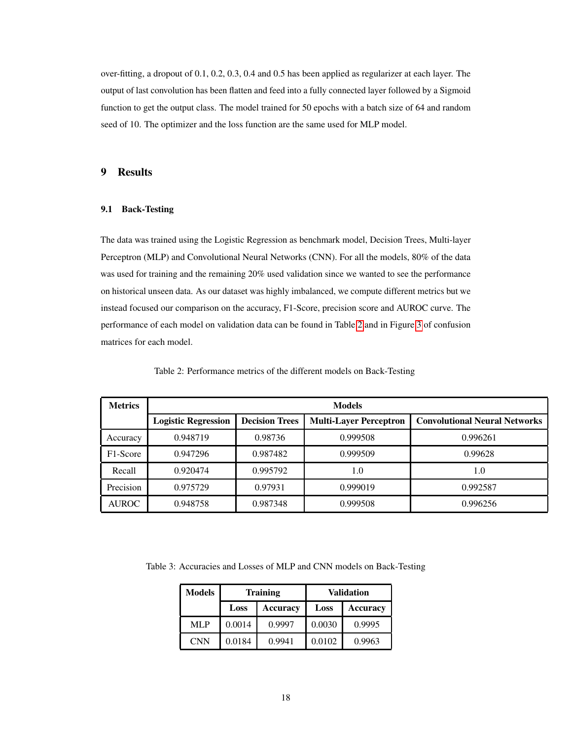over-fitting, a dropout of 0.1, 0.2, 0.3, 0.4 and 0.5 has been applied as regularizer at each layer. The output of last convolution has been flatten and feed into a fully connected layer followed by a Sigmoid function to get the output class. The model trained for 50 epochs with a batch size of 64 and random seed of 10. The optimizer and the loss function are the same used for MLP model.

# 9 Results

## 9.1 Back-Testing

The data was trained using the Logistic Regression as benchmark model, Decision Trees, Multi-layer Perceptron (MLP) and Convolutional Neural Networks (CNN). For all the models, 80% of the data was used for training and the remaining 20% used validation since we wanted to see the performance on historical unseen data. As our dataset was highly imbalanced, we compute different metrics but we instead focused our comparison on the accuracy, F1-Score, precision score and AUROC curve. The performance of each model on validation data can be found in Table 2 and in Figure 3 of confusion matrices for each model.

Table 2: Performance metrics of the different models on Back-Testing

| **Metrics** | **Models** | | | |
|---|---|---|---|---|
| | **Logistic Regression** | **Decision Trees** | **Multi-Layer Perceptron** | **Convolutional Neural Networks** |
| Accuracy | 0.948719 | 0.98736 | 0.999508 | 0.996261 |
| F1-Score | 0.947296 | 0.987482 | 0.999509 | 0.99628 |
| Recall | 0.920474 | 0.995792 | 1.0 | 1.0 |
| Precision | 0.975729 | 0.97931 | 0.999019 | 0.992587 |
| AUROC | 0.948758 | 0.987348 | 0.999508 | 0.996256 |

Table 3: Accuracies and Losses of MLP and CNN models on Back-Testing

| **Models** | **Training** | | **Validation** | |
|---|---|---|---|---|
| | **Loss** | **Accuracy** | **Loss** | **Accuracy** |
| MLP | 0.0014 | 0.9997 | 0.0030 | 0.9995 |
| CNN | 0.0184 | 0.9941 | 0.0102 | 0.9963 |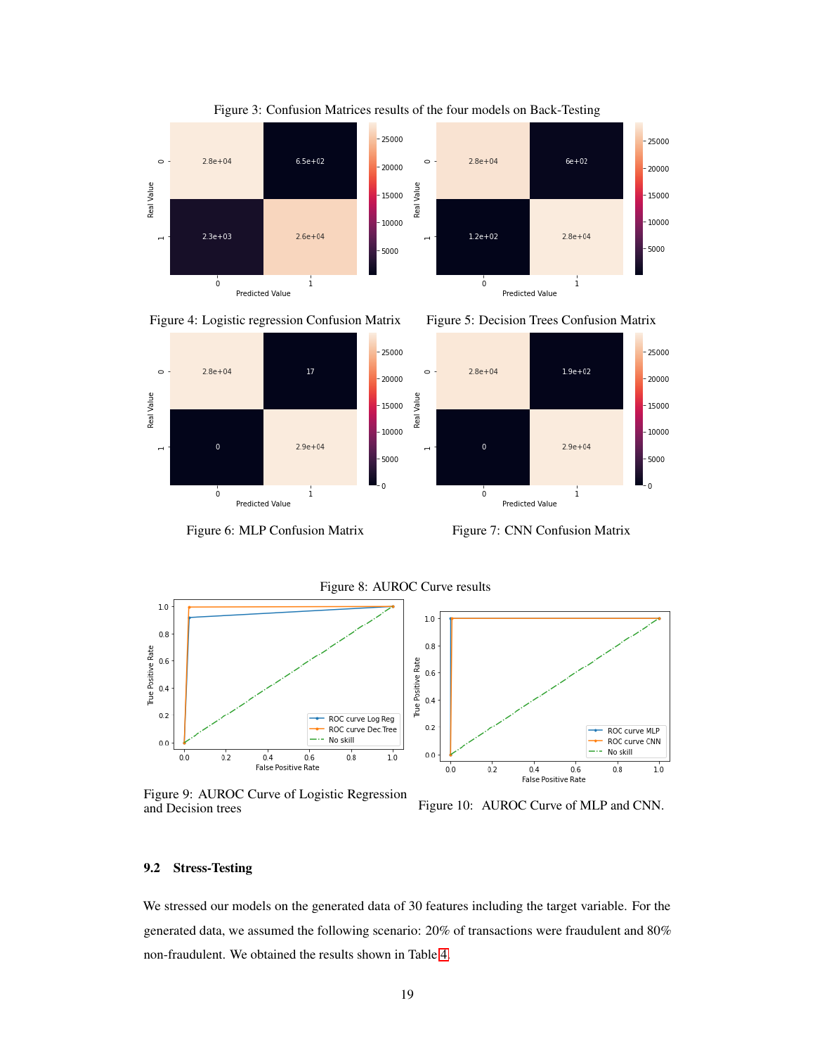Figure 3: Confusion Matrices results of the four models on Back-Testing

Figure 4: Logistic regression Confusion Matrix

Figure 5: Decision Trees Confusion Matrix

Figure 6: MLP Confusion Matrix

Figure 7: CNN Confusion Matrix

Figure 8: AUROC Curve results

Figure 9: AUROC Curve of Logistic Regression and Decision trees

Figure 10: AUROC Curve of MLP and CNN.

### 9.2 Stress-Testing

We stressed our models on the generated data of 30 features including the target variable. For the generated data, we assumed the following scenario: 20% of transactions were fraudulent and 80% non-fraudulent. We obtained the results shown in Table 4.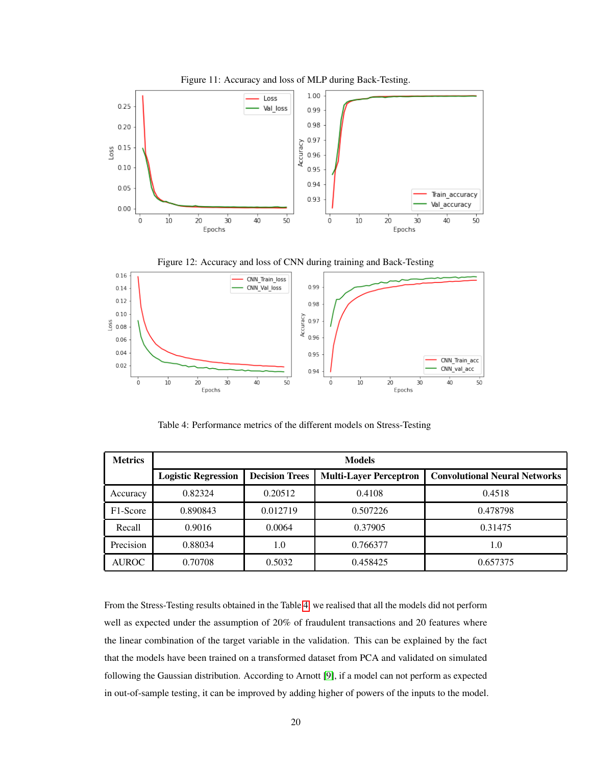Figure 11: Accuracy and loss of MLP during Back-Testing.

Figure 12: Accuracy and loss of CNN during training and Back-Testing

Table 4: Performance metrics of the different models on Stress-Testing

| Metrics | Models | | | |
|---|---|---|---|---|
| | **Logistic Regression** | **Decision Trees** | **Multi-Layer Perceptron** | **Convolutional Neural Networks** |
| Accuracy | 0.82324 | 0.20512 | 0.4108 | 0.4518 |
| F1-Score | 0.890843 | 0.012719 | 0.507226 | 0.478798 |
| Recall | 0.9016 | 0.0064 | 0.37905 | 0.31475 |
| Precision | 0.88034 | 1.0 | 0.766377 | 1.0 |
| AUROC | 0.70708 | 0.5032 | 0.458425 | 0.657375 |

From the Stress-Testing results obtained in the Table 4, we realised that all the models did not perform well as expected under the assumption of 20% of fraudulent transactions and 20 features where the linear combination of the target variable in the validation. This can be explained by the fact that the models have been trained on a transformed dataset from PCA and validated on simulated following the Gaussian distribution. According to Arnott [9], if a model can not perform as expected in out-of-sample testing, it can be improved by adding higher of powers of the inputs to the model.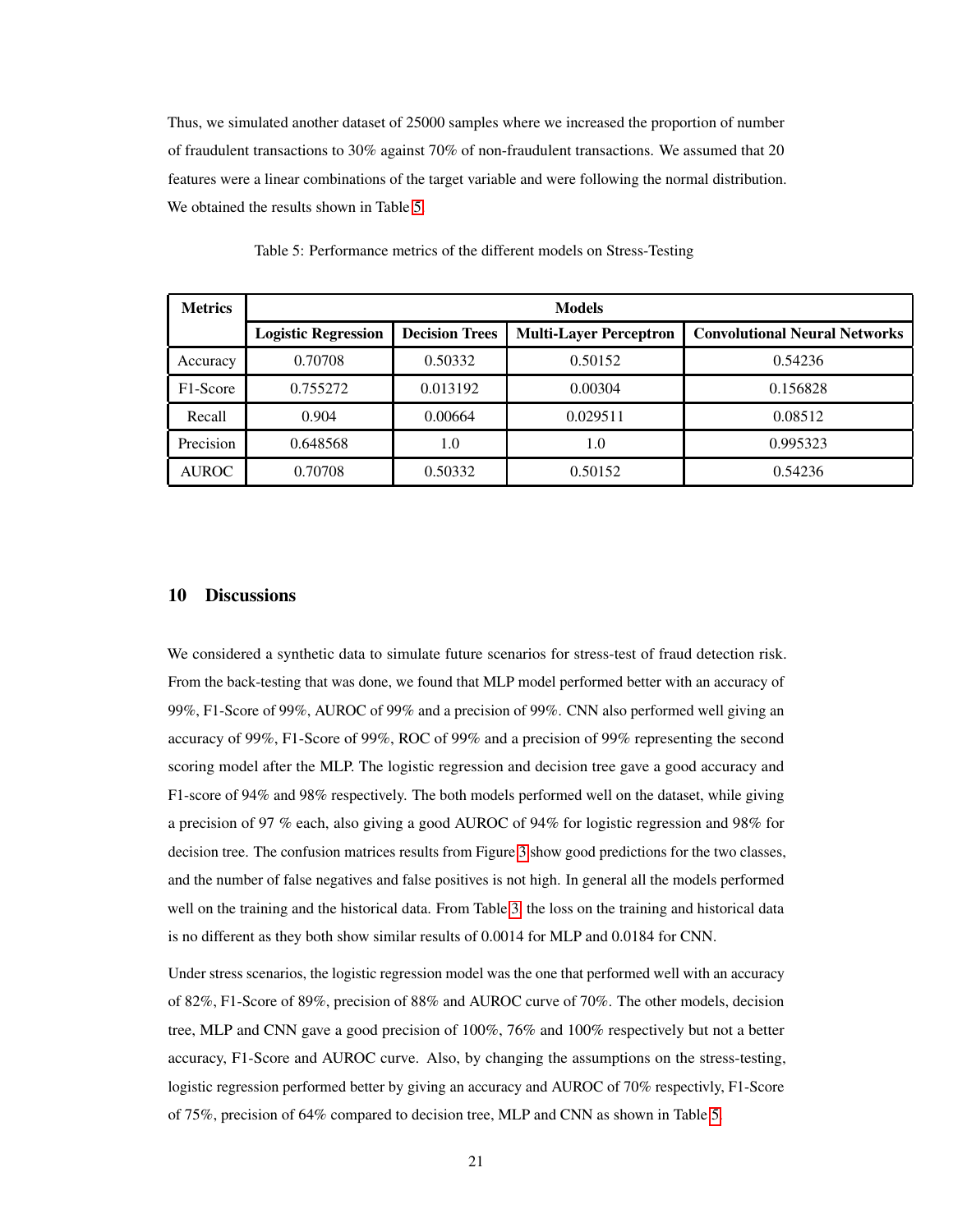Thus, we simulated another dataset of 25000 samples where we increased the proportion of number of fraudulent transactions to 30% against 70% of non-fraudulent transactions. We assumed that 20 features were a linear combinations of the target variable and were following the normal distribution. We obtained the results shown in Table 5.

Table 5: Performance metrics of the different models on Stress-Testing

| Metrics | Models | | | |
|---|---|---|---|---|
| | **Logistic Regression** | **Decision Trees** | **Multi-Layer Perceptron** | **Convolutional Neural Networks** |
| Accuracy | 0.70708 | 0.50332 | 0.50152 | 0.54236 |
| F1-Score | 0.755272 | 0.013192 | 0.00304 | 0.156828 |
| Recall | 0.904 | 0.00664 | 0.029511 | 0.08512 |
| Precision | 0.648568 | 1.0 | 1.0 | 0.995323 |
| AUROC | 0.70708 | 0.50332 | 0.50152 | 0.54236 |

## 10 Discussions

We considered a synthetic data to simulate future scenarios for stress-test of fraud detection risk. From the back-testing that was done, we found that MLP model performed better with an accuracy of 99%, F1-Score of 99%, AUROC of 99% and a precision of 99%. CNN also performed well giving an accuracy of 99%, F1-Score of 99%, ROC of 99% and a precision of 99% representing the second scoring model after the MLP. The logistic regression and decision tree gave a good accuracy and F1-score of 94% and 98% respectively. The both models performed well on the dataset, while giving a precision of 97 % each, also giving a good AUROC of 94% for logistic regression and 98% for decision tree. The confusion matrices results from Figure 3 show good predictions for the two classes, and the number of false negatives and false positives is not high. In general all the models performed well on the training and the historical data. From Table 3, the loss on the training and historical data is no different as they both show similar results of 0.0014 for MLP and 0.0184 for CNN.

Under stress scenarios, the logistic regression model was the one that performed well with an accuracy of 82%, F1-Score of 89%, precision of 88% and AUROC curve of 70%. The other models, decision tree, MLP and CNN gave a good precision of 100%, 76% and 100% respectively but not a better accuracy, F1-Score and AUROC curve. Also, by changing the assumptions on the stress-testing, logistic regression performed better by giving an accuracy and AUROC of 70% respectivly, F1-Score of 75%, precision of 64% compared to decision tree, MLP and CNN as shown in Table 5.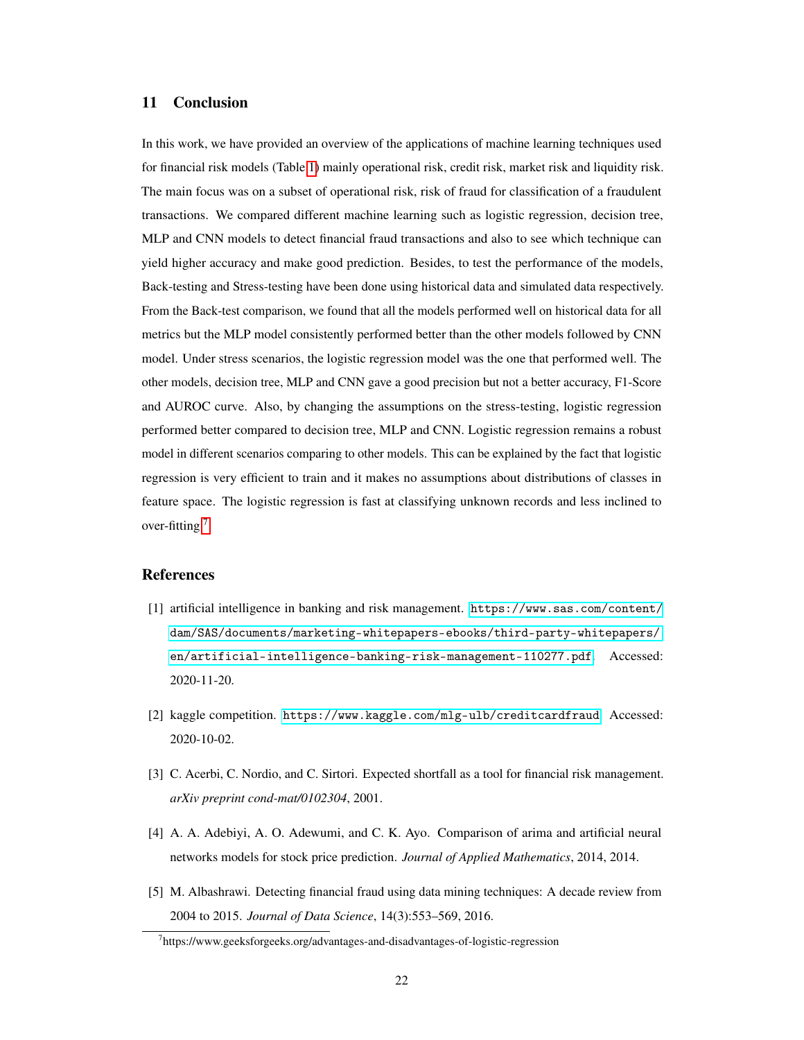## 11 Conclusion

In this work, we have provided an overview of the applications of machine learning techniques used for financial risk models (Table 1) mainly operational risk, credit risk, market risk and liquidity risk. The main focus was on a subset of operational risk, risk of fraud for classification of a fraudulent transactions. We compared different machine learning such as logistic regression, decision tree, MLP and CNN models to detect financial fraud transactions and also to see which technique can yield higher accuracy and make good prediction. Besides, to test the performance of the models, Back-testing and Stress-testing have been done using historical data and simulated data respectively. From the Back-test comparison, we found that all the models performed well on historical data for all metrics but the MLP model consistently performed better than the other models followed by CNN model. Under stress scenarios, the logistic regression model was the one that performed well. The other models, decision tree, MLP and CNN gave a good precision but not a better accuracy, F1-Score and AUROC curve. Also, by changing the assumptions on the stress-testing, logistic regression performed better compared to decision tree, MLP and CNN. Logistic regression remains a robust model in different scenarios comparing to other models. This can be explained by the fact that logistic regression is very efficient to train and it makes no assumptions about distributions of classes in feature space. The logistic regression is fast at classifying unknown records and less inclined to over-fitting [7].

## References

[1] artificial intelligence in banking and risk management. https://www.sas.com/content/dam/SAS/documents/marketing-whitepapers-ebooks/third-party-whitepapers/en/artificial-intelligence-banking-risk-management-110277.pdf. Accessed: 2020-11-20.

[2] kaggle competition. https://www.kaggle.com/mlg-ulb/creditcardfraud. Accessed: 2020-10-02.

[3] C. Acerbi, C. Nordio, and C. Sirtori. Expected shortfall as a tool for financial risk management. *arXiv preprint cond-mat/0102304*, 2001.

[4] A. A. Adebiyi, A. O. Adewumi, and C. K. Ayo. Comparison of arima and artificial neural networks models for stock price prediction. *Journal of Applied Mathematics*, 2014, 2014.

[5] M. Albashrawi. Detecting financial fraud using data mining techniques: A decade review from 2004 to 2015. *Journal of Data Science*, 14(3):553–569, 2016.

[7] https://www.geeksforgeeks.org/advantages-and-disadvantages-of-logistic-regression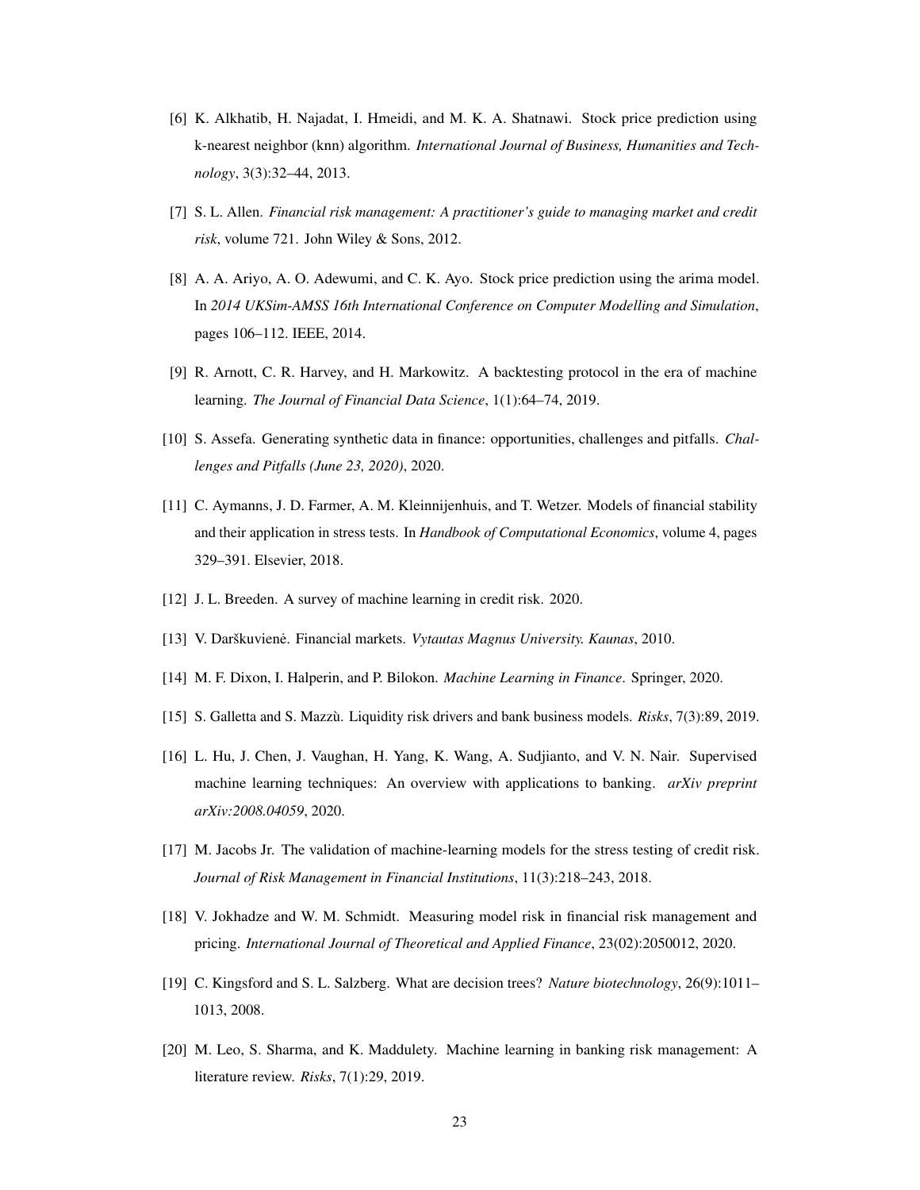[6] K. Alkhatib, H. Najadat, I. Hmeidi, and M. K. A. Shatnawi. Stock price prediction using k-nearest neighbor (knn) algorithm. *International Journal of Business, Humanities and Technology*, 3(3):32–44, 2013.

[7] S. L. Allen. *Financial risk management: A practitioner's guide to managing market and credit risk*, volume 721. John Wiley & Sons, 2012.

[8] A. A. Ariyo, A. O. Adewumi, and C. K. Ayo. Stock price prediction using the arima model. In *2014 UKSim-AMSS 16th International Conference on Computer Modelling and Simulation*, pages 106–112. IEEE, 2014.

[9] R. Arnott, C. R. Harvey, and H. Markowitz. A backtesting protocol in the era of machine learning. *The Journal of Financial Data Science*, 1(1):64–74, 2019.

[10] S. Assefa. Generating synthetic data in finance: opportunities, challenges and pitfalls. *Challenges and Pitfalls (June 23, 2020)*, 2020.

[11] C. Aymanns, J. D. Farmer, A. M. Kleinnijenhuis, and T. Wetzer. Models of financial stability and their application in stress tests. In *Handbook of Computational Economics*, volume 4, pages 329–391. Elsevier, 2018.

[12] J. L. Breeden. A survey of machine learning in credit risk. 2020.

[13] V. Darškuvienė. Financial markets. *Vytautas Magnus University. Kaunas*, 2010.

[14] M. F. Dixon, I. Halperin, and P. Bilokon. *Machine Learning in Finance*. Springer, 2020.

[15] S. Galletta and S. Mazzù. Liquidity risk drivers and bank business models. *Risks*, 7(3):89, 2019.

[16] L. Hu, J. Chen, J. Vaughan, H. Yang, K. Wang, A. Sudjianto, and V. N. Nair. Supervised machine learning techniques: An overview with applications to banking. *arXiv preprint arXiv:2008.04059*, 2020.

[17] M. Jacobs Jr. The validation of machine-learning models for the stress testing of credit risk. *Journal of Risk Management in Financial Institutions*, 11(3):218–243, 2018.

[18] V. Jokhadze and W. M. Schmidt. Measuring model risk in financial risk management and pricing. *International Journal of Theoretical and Applied Finance*, 23(02):2050012, 2020.

[19] C. Kingsford and S. L. Salzberg. What are decision trees? *Nature biotechnology*, 26(9):1011–1013, 2008.

[20] M. Leo, S. Sharma, and K. Maddulety. Machine learning in banking risk management: A literature review. *Risks*, 7(1):29, 2019.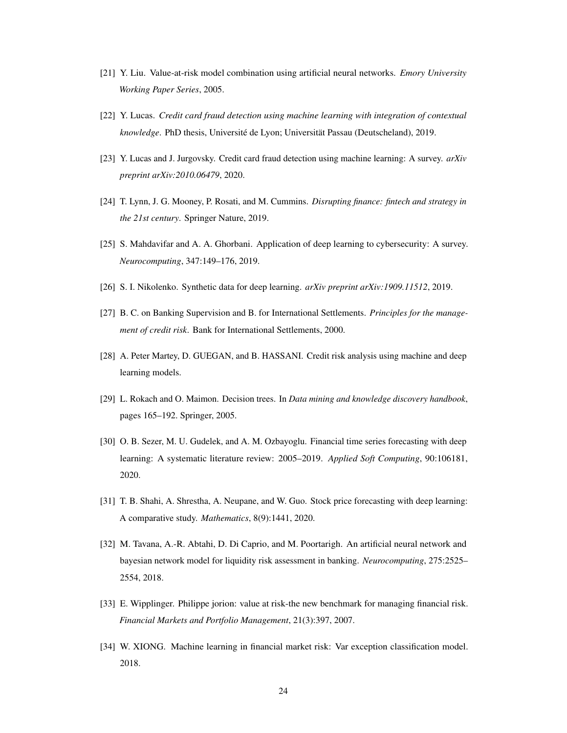[21] Y. Liu. Value-at-risk model combination using artificial neural networks. *Emory University Working Paper Series*, 2005.

[22] Y. Lucas. *Credit card fraud detection using machine learning with integration of contextual knowledge*. PhD thesis, Université de Lyon; Universität Passau (Deutscheland), 2019.

[23] Y. Lucas and J. Jurgovsky. Credit card fraud detection using machine learning: A survey. *arXiv preprint arXiv:2010.06479*, 2020.

[24] T. Lynn, J. G. Mooney, P. Rosati, and M. Cummins. *Disrupting finance: fintech and strategy in the 21st century*. Springer Nature, 2019.

[25] S. Mahdavifar and A. A. Ghorbani. Application of deep learning to cybersecurity: A survey. *Neurocomputing*, 347:149–176, 2019.

[26] S. I. Nikolenko. Synthetic data for deep learning. *arXiv preprint arXiv:1909.11512*, 2019.

[27] B. C. on Banking Supervision and B. for International Settlements. *Principles for the management of credit risk*. Bank for International Settlements, 2000.

[28] A. Peter Martey, D. GUEGAN, and B. HASSANI. Credit risk analysis using machine and deep learning models.

[29] L. Rokach and O. Maimon. Decision trees. In *Data mining and knowledge discovery handbook*, pages 165–192. Springer, 2005.

[30] O. B. Sezer, M. U. Gudelek, and A. M. Ozbayoglu. Financial time series forecasting with deep learning: A systematic literature review: 2005–2019. *Applied Soft Computing*, 90:106181, 2020.

[31] T. B. Shahi, A. Shrestha, A. Neupane, and W. Guo. Stock price forecasting with deep learning: A comparative study. *Mathematics*, 8(9):1441, 2020.

[32] M. Tavana, A.-R. Abtahi, D. Di Caprio, and M. Poortarigh. An artificial neural network and bayesian network model for liquidity risk assessment in banking. *Neurocomputing*, 275:2525–2554, 2018.

[33] E. Wipplinger. Philippe jorion: value at risk-the new benchmark for managing financial risk. *Financial Markets and Portfolio Management*, 21(3):397, 2007.

[34] W. XIONG. Machine learning in financial market risk: Var exception classification model. 2018.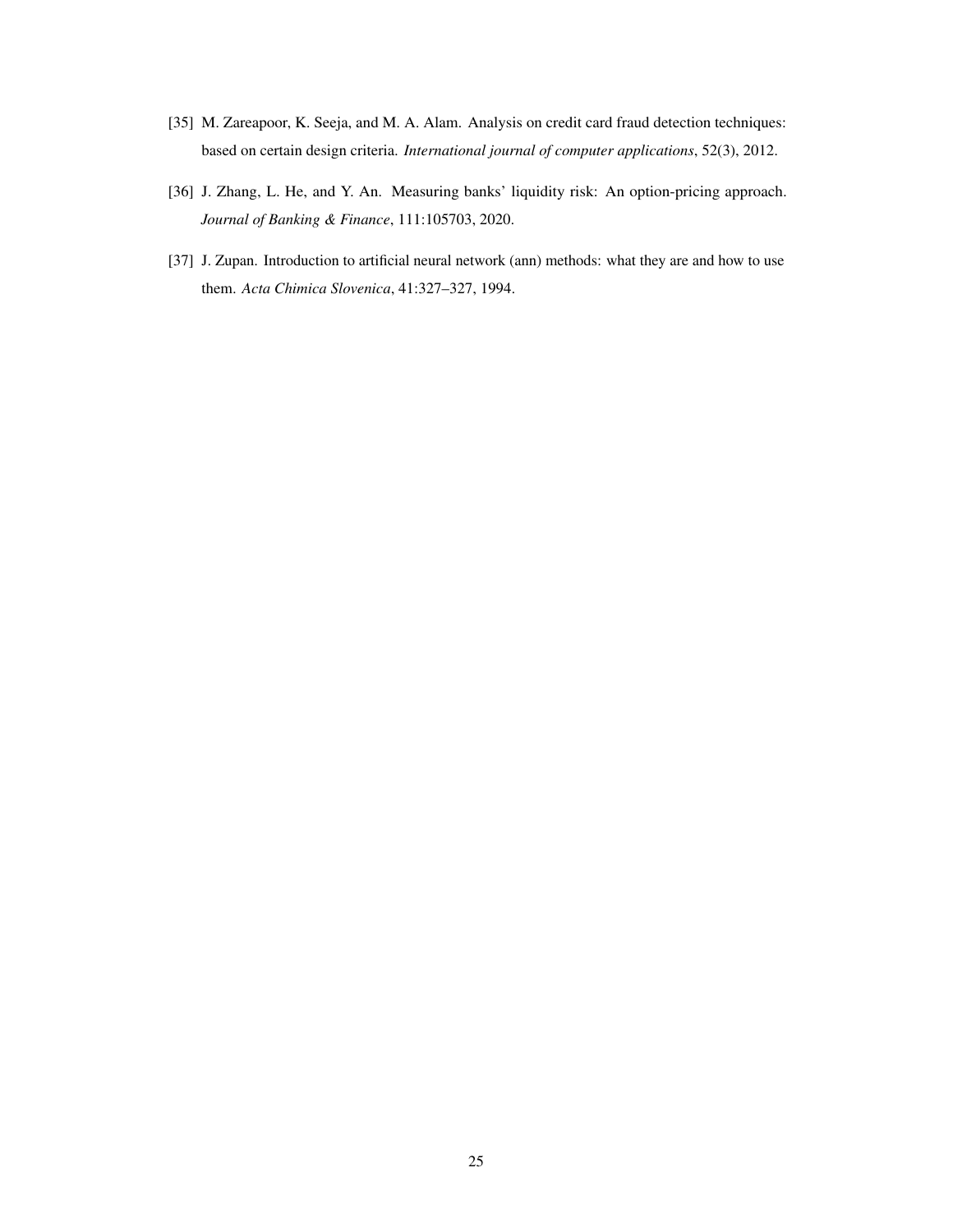[35] M. Zareapoor, K. Seeja, and M. A. Alam. Analysis on credit card fraud detection techniques: based on certain design criteria. *International journal of computer applications*, 52(3), 2012.

[36] J. Zhang, L. He, and Y. An. Measuring banks' liquidity risk: An option-pricing approach. *Journal of Banking & Finance*, 111:105703, 2020.

[37] J. Zupan. Introduction to artificial neural network (ann) methods: what they are and how to use them. *Acta Chimica Slovenica*, 41:327–327, 1994.